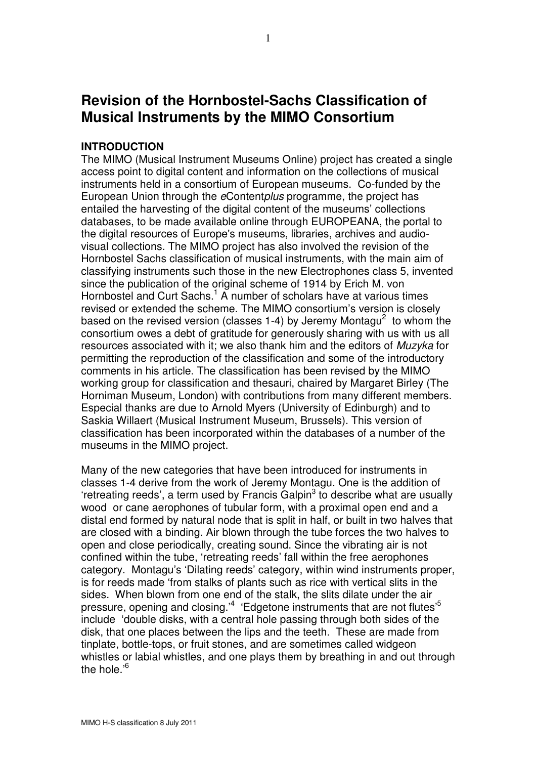# Revision of the Hornbostel-Sachs Classification of Musical Instruments by the MIMO Consortium

**INTRODUCTION**

The MIMO (Musical Instrument Museums Online) project has created a single access point to digital content and information on the collections of musical instruments held in a consortium of European museums. Co-funded by the European Union through the *e*Content*plus* programme, the project has entailed the harvesting of the digital content of the museums' collections databases, to be made available online through EUROPEANA, the portal to the digital resources of Europe's museums, libraries, archives and audio-visual collections. The MIMO project has also involved the revision of the Hornbostel Sachs classification of musical instruments, with the main aim of classifying instruments such those in the new Electrophones class 5, invented since the publication of the original scheme of 1914 by Erich M. von Hornbostel and Curt Sachs.[1] A number of scholars have at various times revised or extended the scheme. The MIMO consortium's version is closely based on the revised version (classes 1-4) by Jeremy Montagu[2] to whom the consortium owes a debt of gratitude for generously sharing with us with us all resources associated with it; we also thank him and the editors of *Muzyka* for permitting the reproduction of the classification and some of the introductory comments in his article. The classification has been revised by the MIMO working group for classification and thesauri, chaired by Margaret Birley (The Horniman Museum, London) with contributions from many different members. Especial thanks are due to Arnold Myers (University of Edinburgh) and to Saskia Willaert (Musical Instrument Museum, Brussels). This version of classification has been incorporated within the databases of a number of the museums in the MIMO project.

Many of the new categories that have been introduced for instruments in classes 1-4 derive from the work of Jeremy Montagu. One is the addition of 'retreating reeds', a term used by Francis Galpin[3] to describe what are usually wood or cane aerophones of tubular form, with a proximal open end and a distal end formed by natural node that is split in half, or built in two halves that are closed with a binding. Air blown through the tube forces the two halves to open and close periodically, creating sound. Since the vibrating air is not confined within the tube, 'retreating reeds' fall within the free aerophones category. Montagu's 'Dilating reeds' category, within wind instruments proper, is for reeds made 'from stalks of plants such as rice with vertical slits in the sides. When blown from one end of the stalk, the slits dilate under the air pressure, opening and closing.'[4] 'Edgetone instruments that are not flutes'[5] include 'double disks, with a central hole passing through both sides of the disk, that one places between the lips and the teeth. These are made from tinplate, bottle-tops, or fruit stones, and are sometimes called widgeon whistles or labial whistles, and one plays them by breathing in and out through the hole.'[6]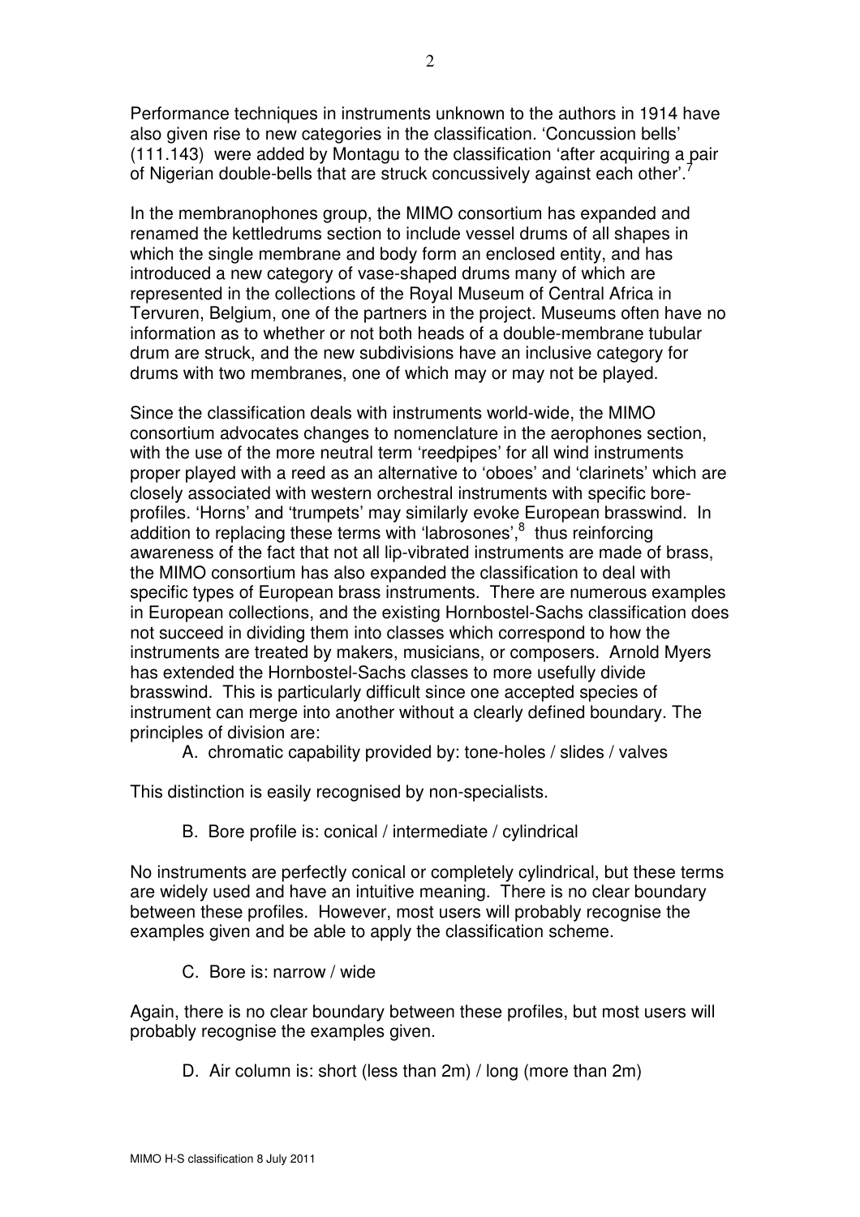Performance techniques in instruments unknown to the authors in 1914 have also given rise to new categories in the classification. 'Concussion bells' (111.143) were added by Montagu to the classification 'after acquiring a pair of Nigerian double-bells that are struck concussively against each other'.[7]

In the membranophones group, the MIMO consortium has expanded and renamed the kettledrums section to include vessel drums of all shapes in which the single membrane and body form an enclosed entity, and has introduced a new category of vase-shaped drums many of which are represented in the collections of the Royal Museum of Central Africa in Tervuren, Belgium, one of the partners in the project. Museums often have no information as to whether or not both heads of a double-membrane tubular drum are struck, and the new subdivisions have an inclusive category for drums with two membranes, one of which may or may not be played.

Since the classification deals with instruments world-wide, the MIMO consortium advocates changes to nomenclature in the aerophones section, with the use of the more neutral term 'reedpipes' for all wind instruments proper played with a reed as an alternative to 'oboes' and 'clarinets' which are closely associated with western orchestral instruments with specific bore-profiles. 'Horns' and 'trumpets' may similarly evoke European brasswind. In addition to replacing these terms with 'labrosones',[8] thus reinforcing awareness of the fact that not all lip-vibrated instruments are made of brass, the MIMO consortium has also expanded the classification to deal with specific types of European brass instruments. There are numerous examples in European collections, and the existing Hornbostel-Sachs classification does not succeed in dividing them into classes which correspond to how the instruments are treated by makers, musicians, or composers. Arnold Myers has extended the Hornbostel-Sachs classes to more usefully divide brasswind. This is particularly difficult since one accepted species of instrument can merge into another without a clearly defined boundary. The principles of division are:

A. chromatic capability provided by: tone-holes / slides / valves

This distinction is easily recognised by non-specialists.

B. Bore profile is: conical / intermediate / cylindrical

No instruments are perfectly conical or completely cylindrical, but these terms are widely used and have an intuitive meaning. There is no clear boundary between these profiles. However, most users will probably recognise the examples given and be able to apply the classification scheme.

C. Bore is: narrow / wide

Again, there is no clear boundary between these profiles, but most users will probably recognise the examples given.

D. Air column is: short (less than 2m) / long (more than 2m)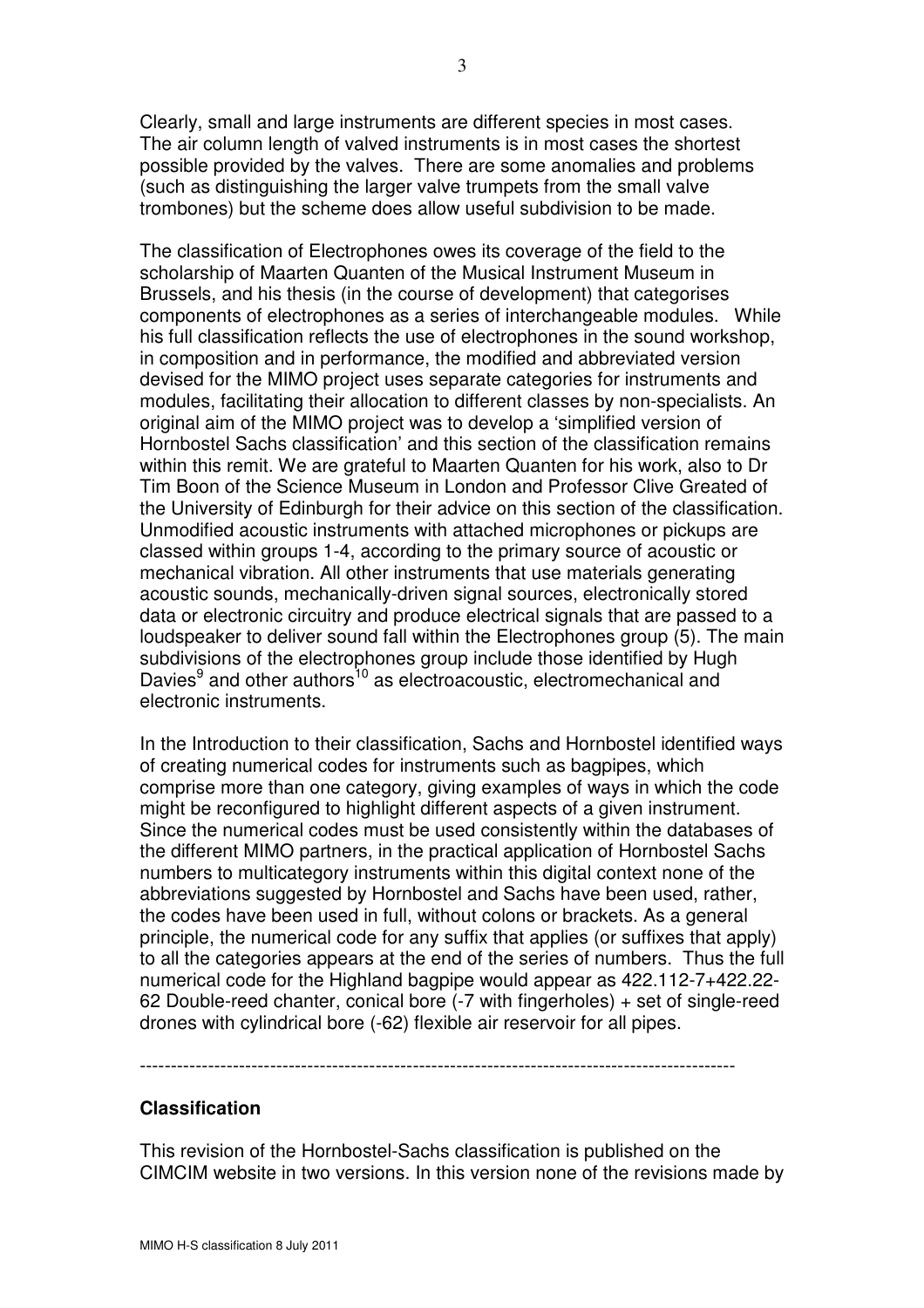Clearly, small and large instruments are different species in most cases. The air column length of valved instruments is in most cases the shortest possible provided by the valves. There are some anomalies and problems (such as distinguishing the larger valve trumpets from the small valve trombones) but the scheme does allow useful subdivision to be made.

The classification of Electrophones owes its coverage of the field to the scholarship of Maarten Quanten of the Musical Instrument Museum in Brussels, and his thesis (in the course of development) that categorises components of electrophones as a series of interchangeable modules. While his full classification reflects the use of electrophones in the sound workshop, in composition and in performance, the modified and abbreviated version devised for the MIMO project uses separate categories for instruments and modules, facilitating their allocation to different classes by non-specialists. An original aim of the MIMO project was to develop a 'simplified version of Hornbostel Sachs classification' and this section of the classification remains within this remit. We are grateful to Maarten Quanten for his work, also to Dr Tim Boon of the Science Museum in London and Professor Clive Greated of the University of Edinburgh for their advice on this section of the classification. Unmodified acoustic instruments with attached microphones or pickups are classed within groups 1-4, according to the primary source of acoustic or mechanical vibration. All other instruments that use materials generating acoustic sounds, mechanically-driven signal sources, electronically stored data or electronic circuitry and produce electrical signals that are passed to a loudspeaker to deliver sound fall within the Electrophones group (5). The main subdivisions of the electrophones group include those identified by Hugh Davies[9] and other authors[10] as electroacoustic, electromechanical and electronic instruments.

In the Introduction to their classification, Sachs and Hornbostel identified ways of creating numerical codes for instruments such as bagpipes, which comprise more than one category, giving examples of ways in which the code might be reconfigured to highlight different aspects of a given instrument. Since the numerical codes must be used consistently within the databases of the different MIMO partners, in the practical application of Hornbostel Sachs numbers to multicategory instruments within this digital context none of the abbreviations suggested by Hornbostel and Sachs have been used, rather, the codes have been used in full, without colons or brackets. As a general principle, the numerical code for any suffix that applies (or suffixes that apply) to all the categories appears at the end of the series of numbers. Thus the full numerical code for the Highland bagpipe would appear as 422.112-7+422.22-62 Double-reed chanter, conical bore (-7 with fingerholes) + set of single-reed drones with cylindrical bore (-62) flexible air reservoir for all pipes.

---

## Classification

This revision of the Hornbostel-Sachs classification is published on the CIMCIM website in two versions. In this version none of the revisions made by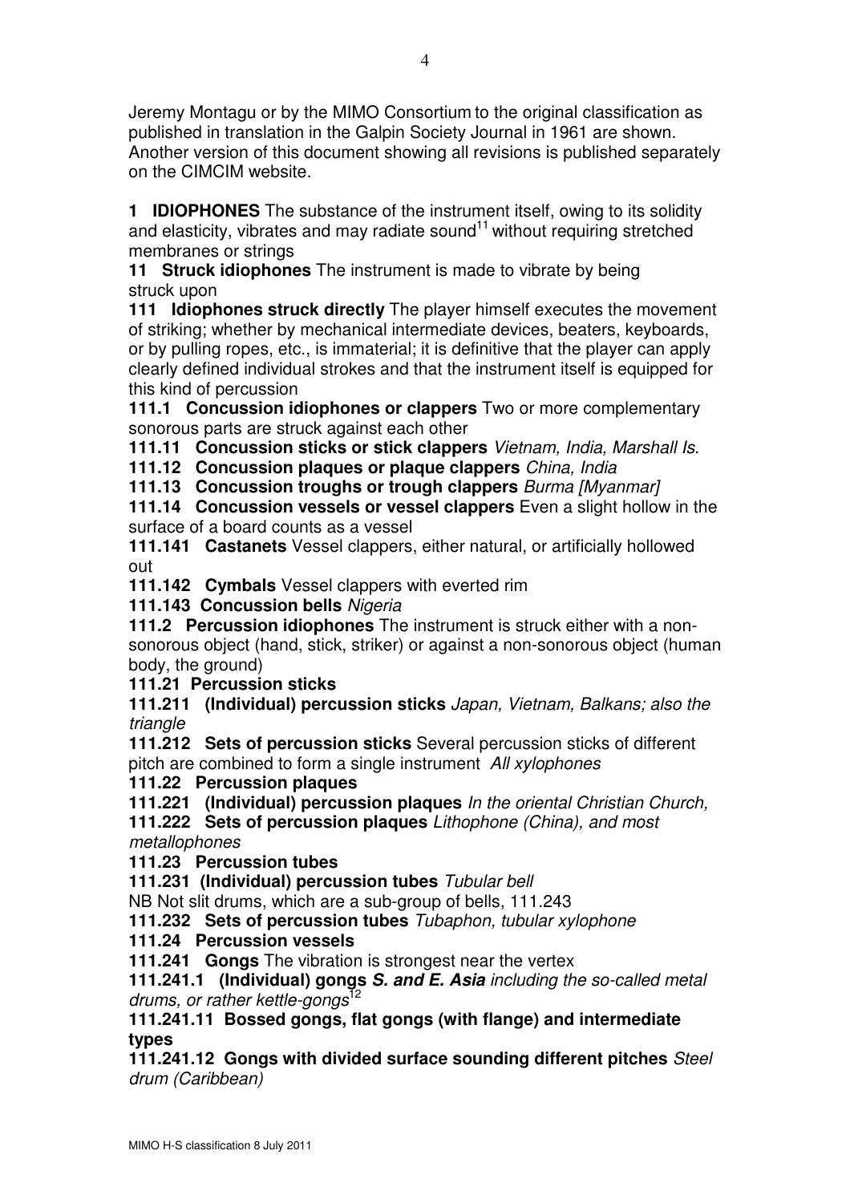Jeremy Montagu or by the MIMO Consortium to the original classification as published in translation in the Galpin Society Journal in 1961 are shown. Another version of this document showing all revisions is published separately on the CIMCIM website.

**1 IDIOPHONES** The substance of the instrument itself, owing to its solidity and elasticity, vibrates and may radiate sound[11] without requiring stretched membranes or strings

**11 Struck idiophones** The instrument is made to vibrate by being struck upon

**111 Idiophones struck directly** The player himself executes the movement of striking; whether by mechanical intermediate devices, beaters, keyboards, or by pulling ropes, etc., is immaterial; it is definitive that the player can apply clearly defined individual strokes and that the instrument itself is equipped for this kind of percussion

**111.1 Concussion idiophones or clappers** Two or more complementary sonorous parts are struck against each other

**111.11 Concussion sticks or stick clappers** *Vietnam, India, Marshall Is.*

**111.12 Concussion plaques or plaque clappers** *China, India*

**111.13 Concussion troughs or trough clappers** *Burma [Myanmar]*

**111.14 Concussion vessels or vessel clappers** Even a slight hollow in the surface of a board counts as a vessel

**111.141 Castanets** Vessel clappers, either natural, or artificially hollowed out

**111.142 Cymbals** Vessel clappers with everted rim

**111.143 Concussion bells** *Nigeria*

**111.2 Percussion idiophones** The instrument is struck either with a non-sonorous object (hand, stick, striker) or against a non-sonorous object (human body, the ground)

**111.21 Percussion sticks**

**111.211 (Individual) percussion sticks** *Japan, Vietnam, Balkans; also the triangle*

**111.212 Sets of percussion sticks** Several percussion sticks of different pitch are combined to form a single instrument *All xylophones*

**111.22 Percussion plaques**

**111.221 (Individual) percussion plaques** *In the oriental Christian Church,*

**111.222 Sets of percussion plaques** *Lithophone (China), and most metallophones*

**111.23 Percussion tubes**

**111.231 (Individual) percussion tubes** *Tubular bell*

NB Not slit drums, which are a sub-group of bells, 111.243

**111.232 Sets of percussion tubes** *Tubaphon, tubular xylophone*

**111.24 Percussion vessels**

**111.241 Gongs** The vibration is strongest near the vertex

**111.241.1 (Individual) gongs** ***S. and E. Asia*** *including the so-called metal drums, or rather kettle-gongs*[12]

**111.241.11 Bossed gongs, flat gongs (with flange) and intermediate types**

**111.241.12 Gongs with divided surface sounding different pitches** *Steel drum (Caribbean)*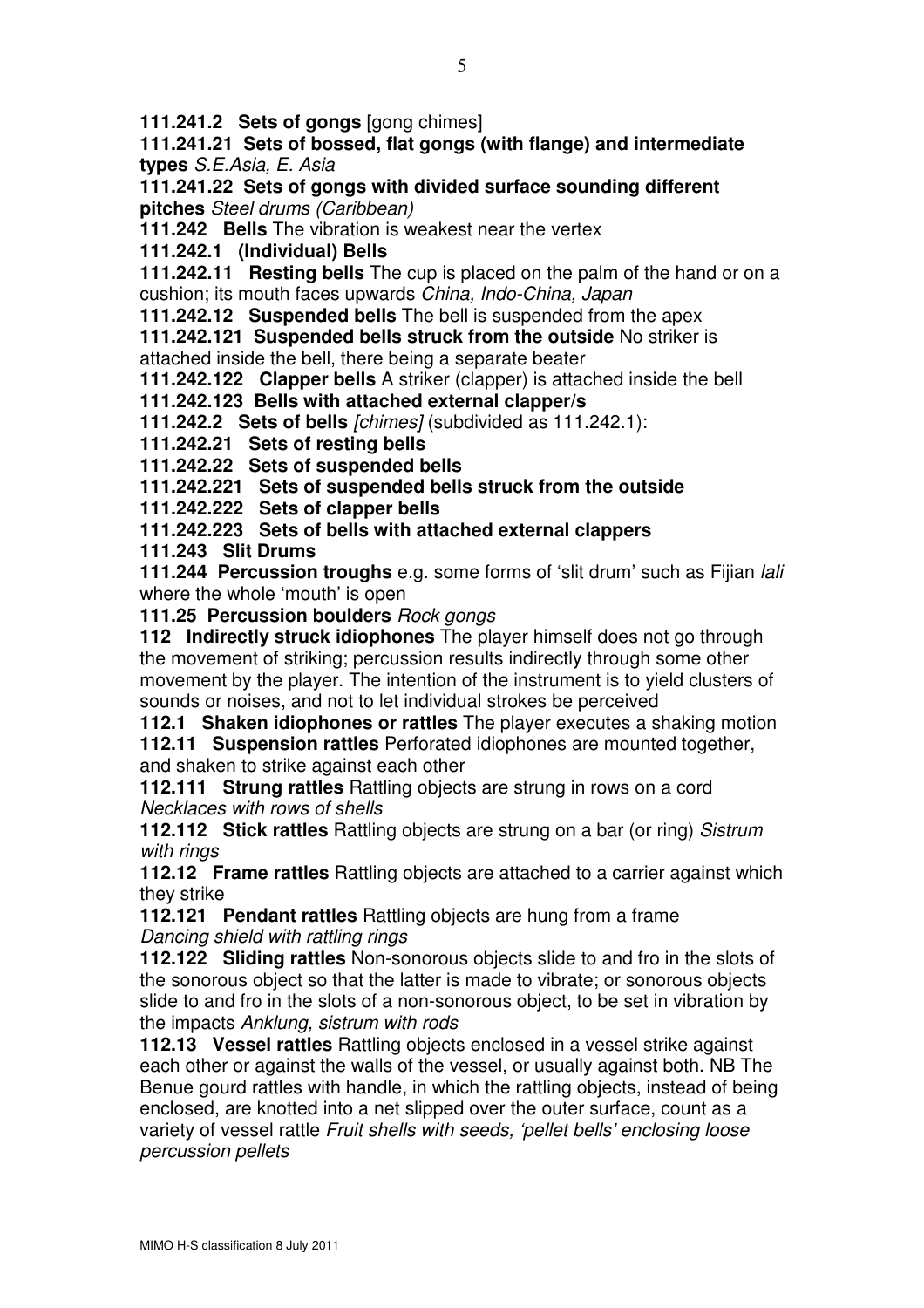**111.241.2 Sets of gongs** [gong chimes]

**111.241.21 Sets of bossed, flat gongs (with flange) and intermediate types** *S.E.Asia, E. Asia*

**111.241.22 Sets of gongs with divided surface sounding different pitches** *Steel drums (Caribbean)*

**111.242 Bells** The vibration is weakest near the vertex

**111.242.1 (Individual) Bells**

**111.242.11 Resting bells** The cup is placed on the palm of the hand or on a cushion; its mouth faces upwards *China, Indo-China, Japan*

**111.242.12 Suspended bells** The bell is suspended from the apex

**111.242.121 Suspended bells struck from the outside** No striker is attached inside the bell, there being a separate beater

**111.242.122 Clapper bells** A striker (clapper) is attached inside the bell

**111.242.123 Bells with attached external clapper/s**

**111.242.2 Sets of bells** *[chimes]* (subdivided as 111.242.1):

**111.242.21 Sets of resting bells**

**111.242.22 Sets of suspended bells**

**111.242.221 Sets of suspended bells struck from the outside**

**111.242.222 Sets of clapper bells**

**111.242.223 Sets of bells with attached external clappers**

**111.243 Slit Drums**

**111.244 Percussion troughs** e.g. some forms of 'slit drum' such as Fijian *lali* where the whole 'mouth' is open

**111.25 Percussion boulders** *Rock gongs*

**112 Indirectly struck idiophones** The player himself does not go through the movement of striking; percussion results indirectly through some other movement by the player. The intention of the instrument is to yield clusters of sounds or noises, and not to let individual strokes be perceived

**112.1 Shaken idiophones or rattles** The player executes a shaking motion

**112.11 Suspension rattles** Perforated idiophones are mounted together, and shaken to strike against each other

**112.111 Strung rattles** Rattling objects are strung in rows on a cord *Necklaces with rows of shells*

**112.112 Stick rattles** Rattling objects are strung on a bar (or ring) *Sistrum with rings*

**112.12 Frame rattles** Rattling objects are attached to a carrier against which they strike

**112.121 Pendant rattles** Rattling objects are hung from a frame *Dancing shield with rattling rings*

**112.122 Sliding rattles** Non-sonorous objects slide to and fro in the slots of the sonorous object so that the latter is made to vibrate; or sonorous objects slide to and fro in the slots of a non-sonorous object, to be set in vibration by the impacts *Anklung, sistrum with rods*

**112.13 Vessel rattles** Rattling objects enclosed in a vessel strike against each other or against the walls of the vessel, or usually against both. NB The Benue gourd rattles with handle, in which the rattling objects, instead of being enclosed, are knotted into a net slipped over the outer surface, count as a variety of vessel rattle *Fruit shells with seeds, 'pellet bells' enclosing loose percussion pellets*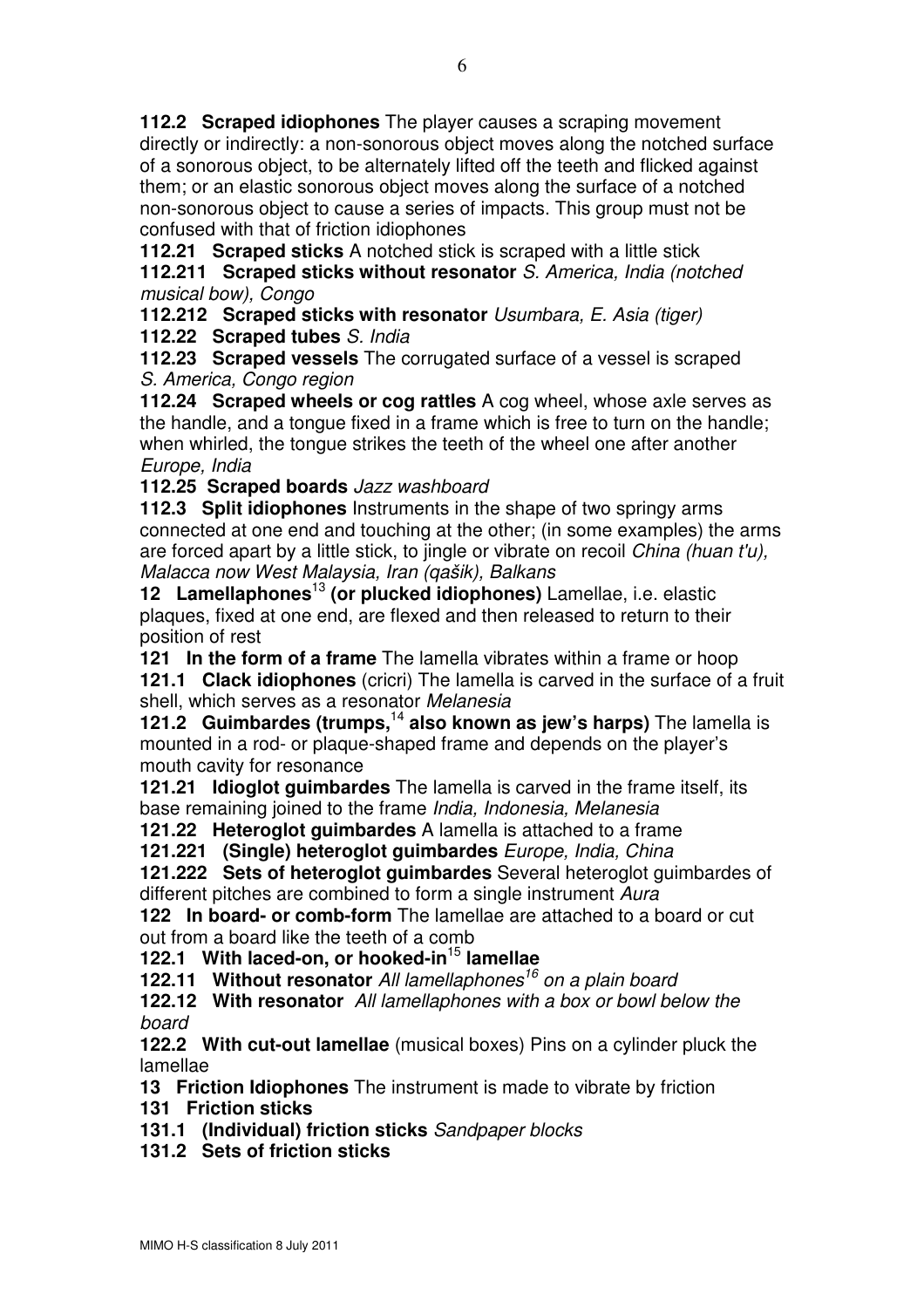**112.2 Scraped idiophones** The player causes a scraping movement directly or indirectly: a non-sonorous object moves along the notched surface of a sonorous object, to be alternately lifted off the teeth and flicked against them; or an elastic sonorous object moves along the surface of a notched non-sonorous object to cause a series of impacts. This group must not be confused with that of friction idiophones

**112.21 Scraped sticks** A notched stick is scraped with a little stick

**112.211 Scraped sticks without resonator** *S. America, India (notched musical bow), Congo*

**112.212 Scraped sticks with resonator** *Usumbara, E. Asia (tiger)*

**112.22 Scraped tubes** *S. India*

**112.23 Scraped vessels** The corrugated surface of a vessel is scraped *S. America, Congo region*

**112.24 Scraped wheels or cog rattles** A cog wheel, whose axle serves as the handle, and a tongue fixed in a frame which is free to turn on the handle; when whirled, the tongue strikes the teeth of the wheel one after another *Europe, India*

**112.25 Scraped boards** *Jazz washboard*

**112.3 Split idiophones** Instruments in the shape of two springy arms connected at one end and touching at the other; (in some examples) the arms are forced apart by a little stick, to jingle or vibrate on recoil *China (huan t'u), Malacca now West Malaysia, Iran (qašik), Balkans*

**12 Lamellaphones**[13] **(or plucked idiophones)** Lamellae, i.e. elastic plaques, fixed at one end, are flexed and then released to return to their position of rest

**121 In the form of a frame** The lamella vibrates within a frame or hoop

**121.1 Clack idiophones** (cricri) The lamella is carved in the surface of a fruit shell, which serves as a resonator *Melanesia*

**121.2 Guimbardes (trumps,**[14] **also known as jew's harps)** The lamella is mounted in a rod- or plaque-shaped frame and depends on the player's mouth cavity for resonance

**121.21 Idioglot guimbardes** The lamella is carved in the frame itself, its base remaining joined to the frame *India, Indonesia, Melanesia*

**121.22 Heteroglot guimbardes** A lamella is attached to a frame

**121.221 (Single) heteroglot guimbardes** *Europe, India, China*

**121.222 Sets of heteroglot guimbardes** Several heteroglot guimbardes of different pitches are combined to form a single instrument *Aura*

**122 In board- or comb-form** The lamellae are attached to a board or cut out from a board like the teeth of a comb

**122.1 With laced-on, or hooked-in**[15] **lamellae**

**122.11 Without resonator** *All lamellaphones*[16] *on a plain board*

**122.12 With resonator** *All lamellaphones with a box or bowl below the board*

**122.2 With cut-out lamellae** (musical boxes) Pins on a cylinder pluck the lamellae

**13 Friction Idiophones** The instrument is made to vibrate by friction

**131 Friction sticks**

**131.1 (Individual) friction sticks** *Sandpaper blocks*

**131.2 Sets of friction sticks**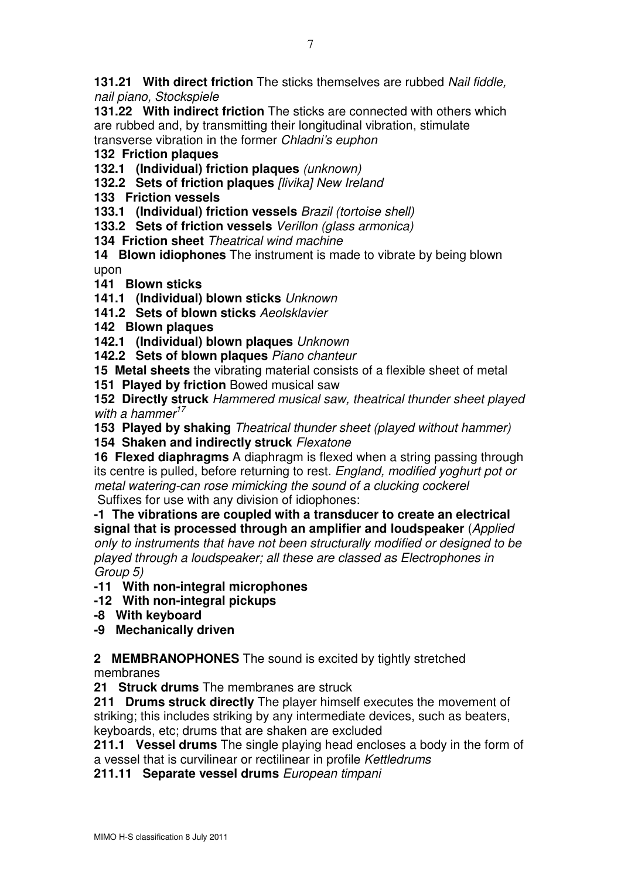**131.21 With direct friction** The sticks themselves are rubbed *Nail fiddle, nail piano, Stockspiele*

**131.22 With indirect friction** The sticks are connected with others which are rubbed and, by transmitting their longitudinal vibration, stimulate transverse vibration in the former *Chladni's euphon*

**132 Friction plaques**

**132.1 (Individual) friction plaques** *(unknown)*

**132.2 Sets of friction plaques** *[livika] New Ireland*

**133 Friction vessels**

**133.1 (Individual) friction vessels** *Brazil (tortoise shell)*

**133.2 Sets of friction vessels** *Verillon (glass armonica)*

**134 Friction sheet** *Theatrical wind machine*

**14 Blown idiophones** The instrument is made to vibrate by being blown upon

**141 Blown sticks**

**141.1 (Individual) blown sticks** *Unknown*

**141.2 Sets of blown sticks** *Aeolsklavier*

**142 Blown plaques**

**142.1 (Individual) blown plaques** *Unknown*

**142.2 Sets of blown plaques** *Piano chanteur*

**15 Metal sheets** the vibrating material consists of a flexible sheet of metal

**151 Played by friction** Bowed musical saw

**152 Directly struck** *Hammered musical saw, theatrical thunder sheet played with a hammer*[17]

**153 Played by shaking** *Theatrical thunder sheet (played without hammer)*

**154 Shaken and indirectly struck** *Flexatone*

**16 Flexed diaphragms** A diaphragm is flexed when a string passing through its centre is pulled, before returning to rest. *England, modified yoghurt pot or metal watering-can rose mimicking the sound of a clucking cockerel*

Suffixes for use with any division of idiophones:

**-1 The vibrations are coupled with a transducer to create an electrical signal that is processed through an amplifier and loudspeaker** (*Applied only to instruments that have not been structurally modified or designed to be played through a loudspeaker; all these are classed as Electrophones in Group 5)*

**-11 With non-integral microphones**

**-12 With non-integral pickups**

**-8 With keyboard**

**-9 Mechanically driven**

**2 MEMBRANOPHONES** The sound is excited by tightly stretched membranes

**21 Struck drums** The membranes are struck

**211 Drums struck directly** The player himself executes the movement of striking; this includes striking by any intermediate devices, such as beaters, keyboards, etc; drums that are shaken are excluded

**211.1 Vessel drums** The single playing head encloses a body in the form of a vessel that is curvilinear or rectilinear in profile *Kettledrums*

**211.11 Separate vessel drums** *European timpani*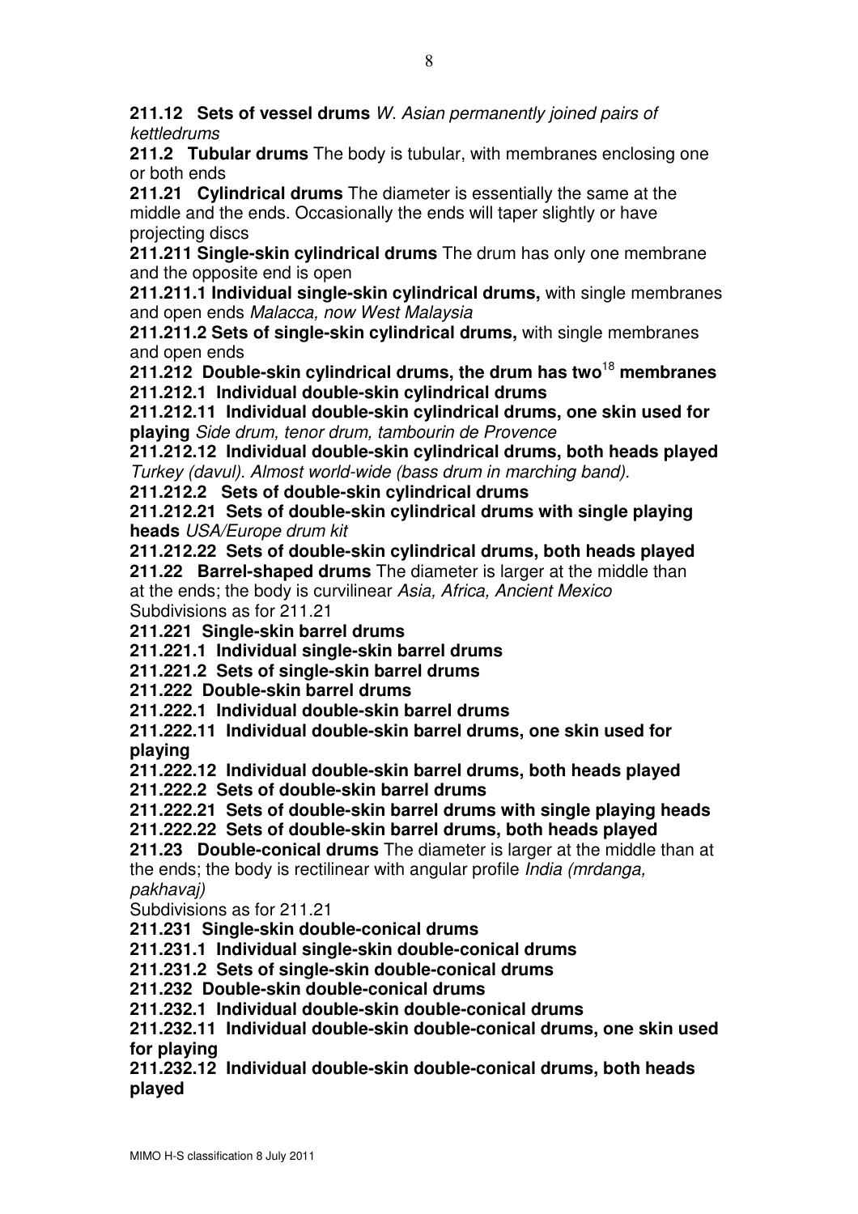**211.12 Sets of vessel drums** *W. Asian permanently joined pairs of kettledrums*

**211.2 Tubular drums** The body is tubular, with membranes enclosing one or both ends

**211.21 Cylindrical drums** The diameter is essentially the same at the middle and the ends. Occasionally the ends will taper slightly or have projecting discs

**211.211 Single-skin cylindrical drums** The drum has only one membrane and the opposite end is open

**211.211.1 Individual single-skin cylindrical drums,** with single membranes and open ends *Malacca, now West Malaysia*

**211.211.2 Sets of single-skin cylindrical drums,** with single membranes and open ends

**211.212 Double-skin cylindrical drums, the drum has two**[18] **membranes**

**211.212.1 Individual double-skin cylindrical drums**

**211.212.11 Individual double-skin cylindrical drums, one skin used for playing** *Side drum, tenor drum, tambourin de Provence*

**211.212.12 Individual double-skin cylindrical drums, both heads played** *Turkey (davul). Almost world-wide (bass drum in marching band).*

**211.212.2 Sets of double-skin cylindrical drums**

**211.212.21 Sets of double-skin cylindrical drums with single playing heads** *USA/Europe drum kit*

**211.212.22 Sets of double-skin cylindrical drums, both heads played**

**211.22 Barrel-shaped drums** The diameter is larger at the middle than at the ends; the body is curvilinear *Asia, Africa, Ancient Mexico*
Subdivisions as for 211.21

**211.221 Single-skin barrel drums**

**211.221.1 Individual single-skin barrel drums**

**211.221.2 Sets of single-skin barrel drums**

**211.222 Double-skin barrel drums**

**211.222.1 Individual double-skin barrel drums**

**211.222.11 Individual double-skin barrel drums, one skin used for playing**

**211.222.12 Individual double-skin barrel drums, both heads played**

**211.222.2 Sets of double-skin barrel drums**

**211.222.21 Sets of double-skin barrel drums with single playing heads**

**211.222.22 Sets of double-skin barrel drums, both heads played**

**211.23 Double-conical drums** The diameter is larger at the middle than at the ends; the body is rectilinear with angular profile *India (mrdanga, pakhavaj)*
Subdivisions as for 211.21

**211.231 Single-skin double-conical drums**

**211.231.1 Individual single-skin double-conical drums**

**211.231.2 Sets of single-skin double-conical drums**

**211.232 Double-skin double-conical drums**

**211.232.1 Individual double-skin double-conical drums**

**211.232.11 Individual double-skin double-conical drums, one skin used for playing**

**211.232.12 Individual double-skin double-conical drums, both heads played**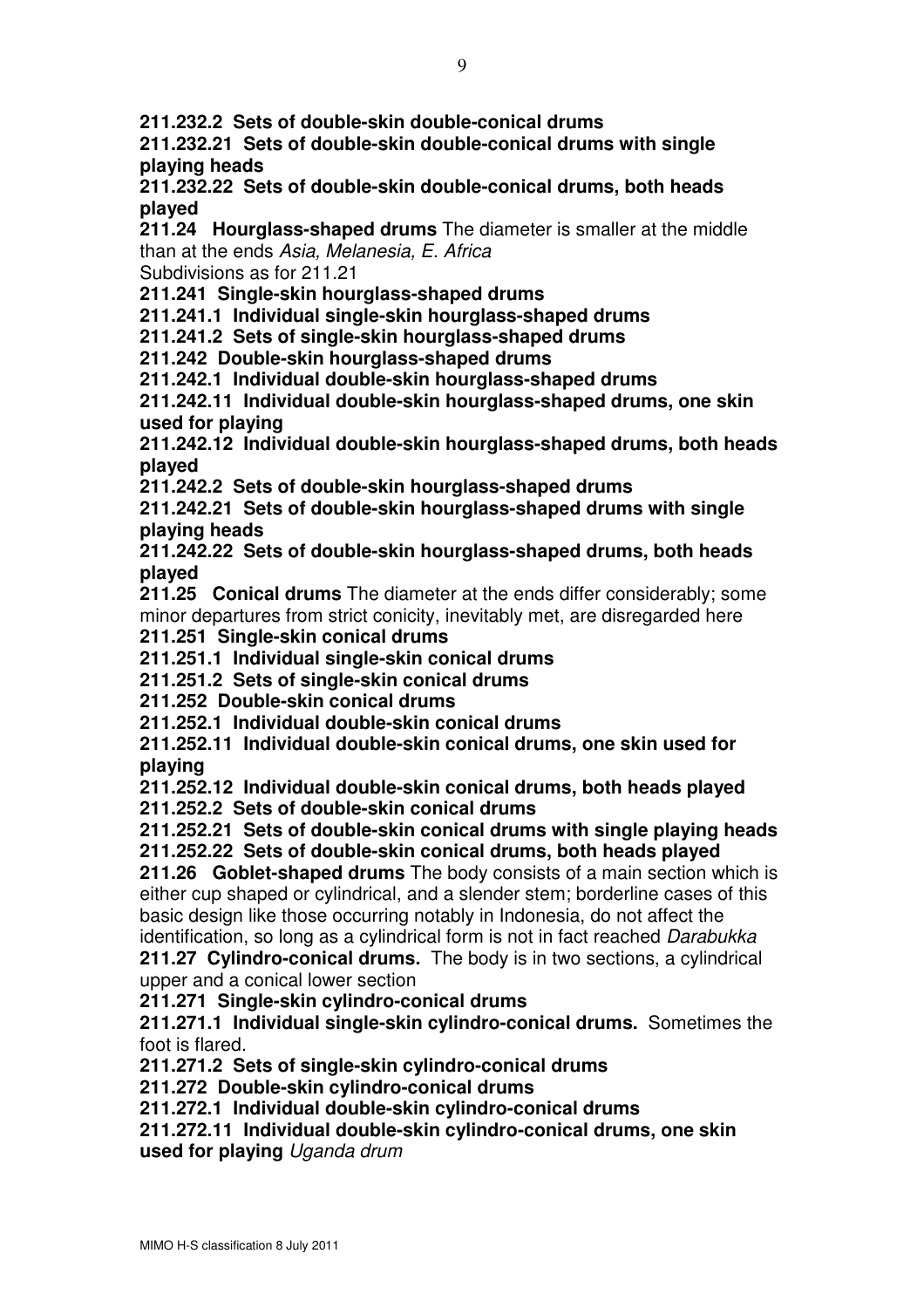**211.232.2 Sets of double-skin double-conical drums**

**211.232.21 Sets of double-skin double-conical drums with single playing heads**

**211.232.22 Sets of double-skin double-conical drums, both heads played**

**211.24 Hourglass-shaped drums** The diameter is smaller at the middle than at the ends *Asia, Melanesia, E. Africa*
Subdivisions as for 211.21

**211.241 Single-skin hourglass-shaped drums**

**211.241.1 Individual single-skin hourglass-shaped drums**

**211.241.2 Sets of single-skin hourglass-shaped drums**

**211.242 Double-skin hourglass-shaped drums**

**211.242.1 Individual double-skin hourglass-shaped drums**

**211.242.11 Individual double-skin hourglass-shaped drums, one skin used for playing**

**211.242.12 Individual double-skin hourglass-shaped drums, both heads played**

**211.242.2 Sets of double-skin hourglass-shaped drums**

**211.242.21 Sets of double-skin hourglass-shaped drums with single playing heads**

**211.242.22 Sets of double-skin hourglass-shaped drums, both heads played**

**211.25 Conical drums** The diameter at the ends differ considerably; some minor departures from strict conicity, inevitably met, are disregarded here

**211.251 Single-skin conical drums**

**211.251.1 Individual single-skin conical drums**

**211.251.2 Sets of single-skin conical drums**

**211.252 Double-skin conical drums**

**211.252.1 Individual double-skin conical drums**

**211.252.11 Individual double-skin conical drums, one skin used for playing**

**211.252.12 Individual double-skin conical drums, both heads played**

**211.252.2 Sets of double-skin conical drums**

**211.252.21 Sets of double-skin conical drums with single playing heads**

**211.252.22 Sets of double-skin conical drums, both heads played**

**211.26 Goblet-shaped drums** The body consists of a main section which is either cup shaped or cylindrical, and a slender stem; borderline cases of this basic design like those occurring notably in Indonesia, do not affect the identification, so long as a cylindrical form is not in fact reached *Darabukka*

**211.27 Cylindro-conical drums.** The body is in two sections, a cylindrical upper and a conical lower section

**211.271 Single-skin cylindro-conical drums**

**211.271.1 Individual single-skin cylindro-conical drums.** Sometimes the foot is flared.

**211.271.2 Sets of single-skin cylindro-conical drums**

**211.272 Double-skin cylindro-conical drums**

**211.272.1 Individual double-skin cylindro-conical drums**

**211.272.11 Individual double-skin cylindro-conical drums, one skin used for playing** *Uganda drum*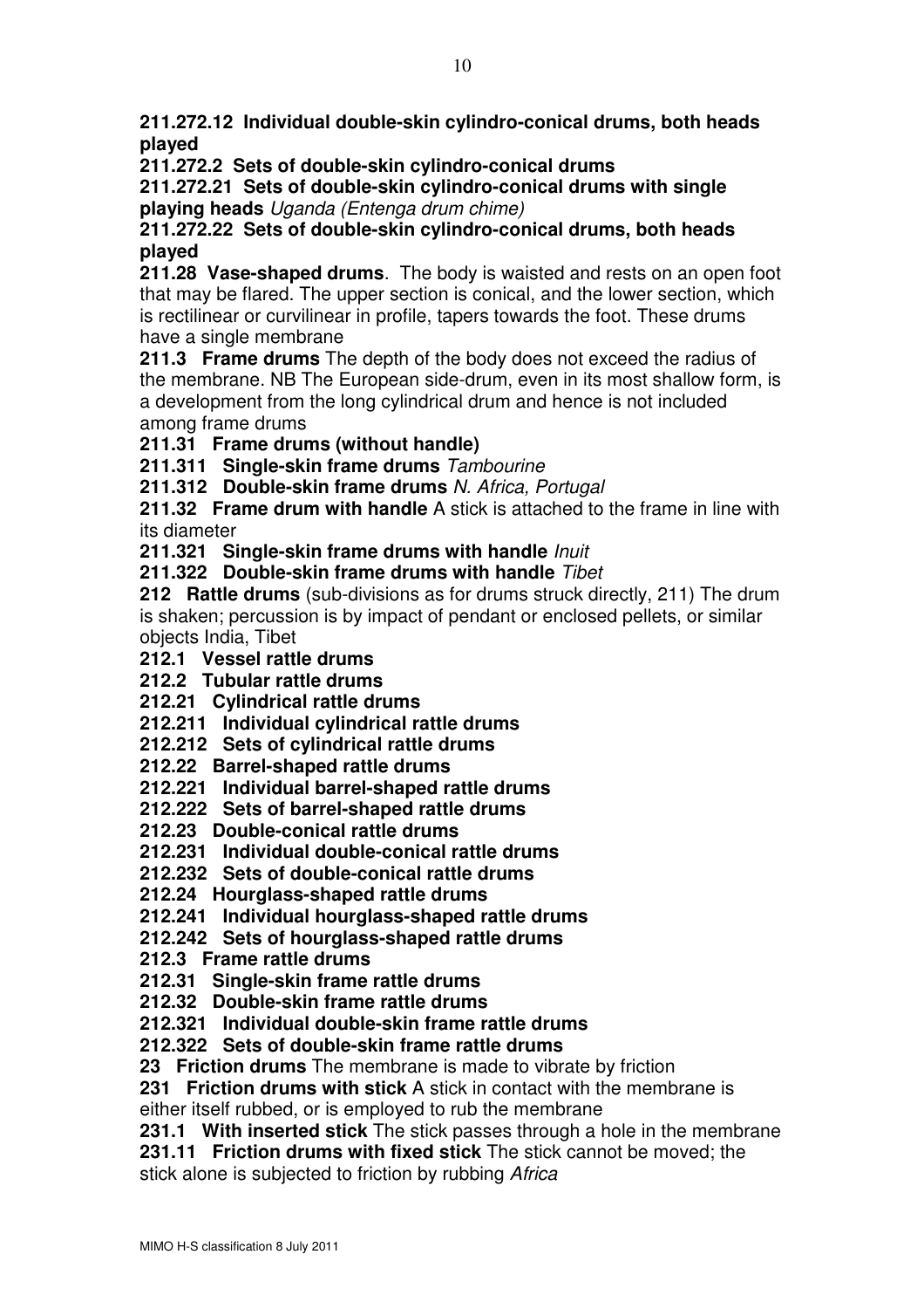**211.272.12 Individual double-skin cylindro-conical drums, both heads played**

**211.272.2 Sets of double-skin cylindro-conical drums**

**211.272.21 Sets of double-skin cylindro-conical drums with single playing heads** *Uganda (Entenga drum chime)*

**211.272.22 Sets of double-skin cylindro-conical drums, both heads played**

**211.28 Vase-shaped drums**. The body is waisted and rests on an open foot that may be flared. The upper section is conical, and the lower section, which is rectilinear or curvilinear in profile, tapers towards the foot. These drums have a single membrane

**211.3 Frame drums** The depth of the body does not exceed the radius of the membrane. NB The European side-drum, even in its most shallow form, is a development from the long cylindrical drum and hence is not included among frame drums

**211.31 Frame drums (without handle)**

**211.311 Single-skin frame drums** *Tambourine*

**211.312 Double-skin frame drums** *N. Africa, Portugal*

**211.32 Frame drum with handle** A stick is attached to the frame in line with its diameter

**211.321 Single-skin frame drums with handle** *Inuit*

**211.322 Double-skin frame drums with handle** *Tibet*

**212 Rattle drums** (sub-divisions as for drums struck directly, 211) The drum is shaken; percussion is by impact of pendant or enclosed pellets, or similar objects India, Tibet

**212.1 Vessel rattle drums**

**212.2 Tubular rattle drums**

**212.21 Cylindrical rattle drums**

**212.211 Individual cylindrical rattle drums**

**212.212 Sets of cylindrical rattle drums**

**212.22 Barrel-shaped rattle drums**

**212.221 Individual barrel-shaped rattle drums**

**212.222 Sets of barrel-shaped rattle drums**

**212.23 Double-conical rattle drums**

**212.231 Individual double-conical rattle drums**

**212.232 Sets of double-conical rattle drums**

**212.24 Hourglass-shaped rattle drums**

**212.241 Individual hourglass-shaped rattle drums**

**212.242 Sets of hourglass-shaped rattle drums**

**212.3 Frame rattle drums**

**212.31 Single-skin frame rattle drums**

**212.32 Double-skin frame rattle drums**

**212.321 Individual double-skin frame rattle drums**

**212.322 Sets of double-skin frame rattle drums**

**23 Friction drums** The membrane is made to vibrate by friction

**231 Friction drums with stick** A stick in contact with the membrane is either itself rubbed, or is employed to rub the membrane

**231.1 With inserted stick** The stick passes through a hole in the membrane

**231.11 Friction drums with fixed stick** The stick cannot be moved; the stick alone is subjected to friction by rubbing *Africa*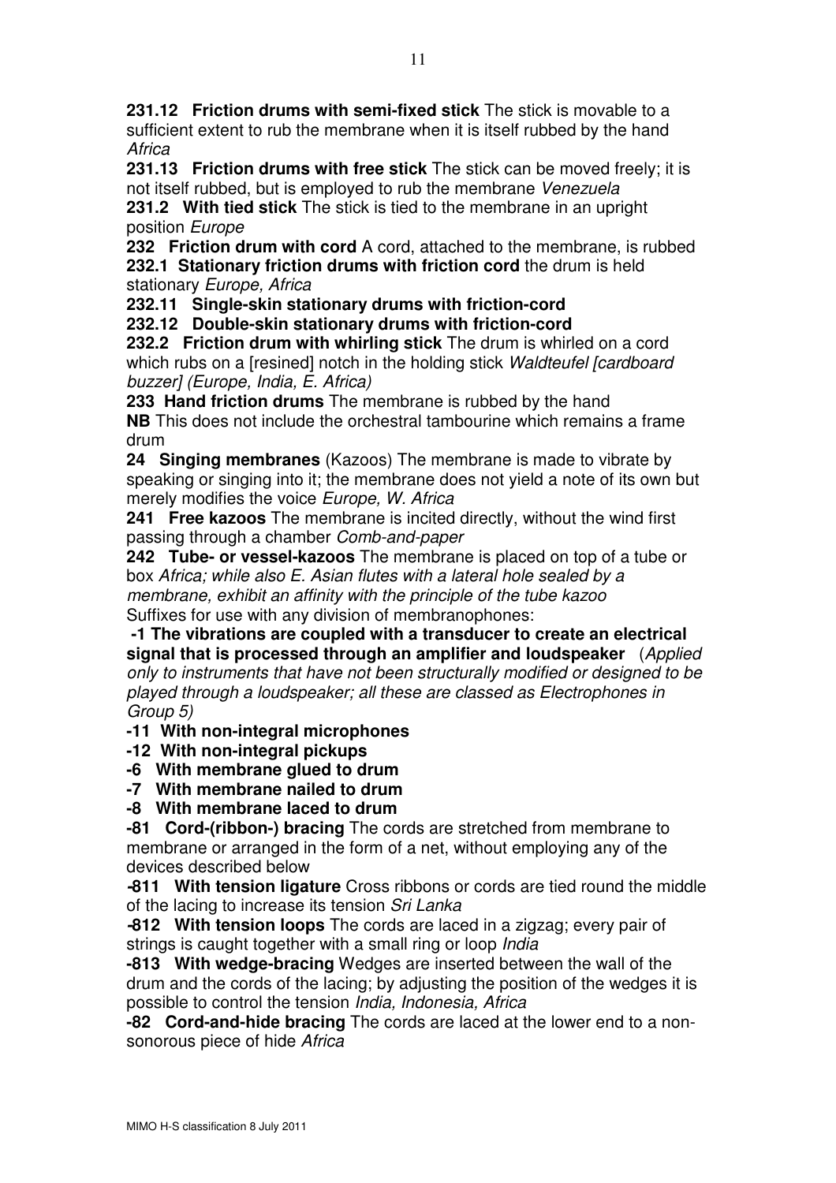**231.12 Friction drums with semi-fixed stick** The stick is movable to a sufficient extent to rub the membrane when it is itself rubbed by the hand *Africa*

**231.13 Friction drums with free stick** The stick can be moved freely; it is not itself rubbed, but is employed to rub the membrane *Venezuela*

**231.2 With tied stick** The stick is tied to the membrane in an upright position *Europe*

**232 Friction drum with cord** A cord, attached to the membrane, is rubbed

**232.1 Stationary friction drums with friction cord** the drum is held stationary *Europe, Africa*

**232.11 Single-skin stationary drums with friction-cord**

**232.12 Double-skin stationary drums with friction-cord**

**232.2 Friction drum with whirling stick** The drum is whirled on a cord which rubs on a [resined] notch in the holding stick *Waldteufel [cardboard buzzer] (Europe, India, E. Africa)*

**233 Hand friction drums** The membrane is rubbed by the hand

**NB** This does not include the orchestral tambourine which remains a frame drum

**24 Singing membranes** (Kazoos) The membrane is made to vibrate by speaking or singing into it; the membrane does not yield a note of its own but merely modifies the voice *Europe, W. Africa*

**241 Free kazoos** The membrane is incited directly, without the wind first passing through a chamber *Comb-and-paper*

**242 Tube- or vessel-kazoos** The membrane is placed on top of a tube or box *Africa; while also E. Asian flutes with a lateral hole sealed by a membrane, exhibit an affinity with the principle of the tube kazoo*

Suffixes for use with any division of membranophones:

**-1 The vibrations are coupled with a transducer to create an electrical signal that is processed through an amplifier and loudspeaker** (*Applied only to instruments that have not been structurally modified or designed to be played through a loudspeaker; all these are classed as Electrophones in Group 5)*

**-11 With non-integral microphones**

**-12 With non-integral pickups**

**-6 With membrane glued to drum**

**-7 With membrane nailed to drum**

**-8 With membrane laced to drum**

**-81 Cord-(ribbon-) bracing** The cords are stretched from membrane to membrane or arranged in the form of a net, without employing any of the devices described below

**-811 With tension ligature** Cross ribbons or cords are tied round the middle of the lacing to increase its tension *Sri Lanka*

**-812 With tension loops** The cords are laced in a zigzag; every pair of strings is caught together with a small ring or loop *India*

**-813 With wedge-bracing** Wedges are inserted between the wall of the drum and the cords of the lacing; by adjusting the position of the wedges it is possible to control the tension *India, Indonesia, Africa*

**-82 Cord-and-hide bracing** The cords are laced at the lower end to a non-sonorous piece of hide *Africa*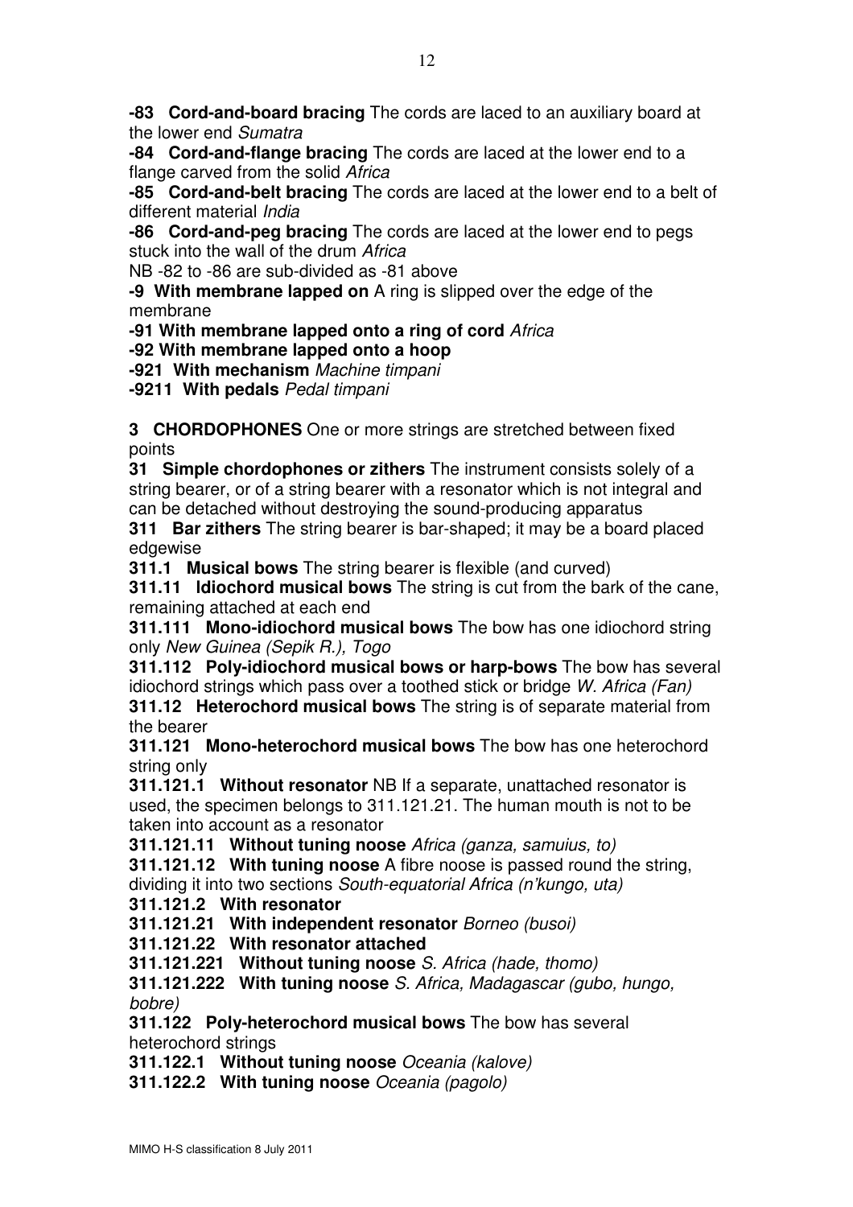**-83 Cord-and-board bracing** The cords are laced to an auxiliary board at the lower end *Sumatra*

**-84 Cord-and-flange bracing** The cords are laced at the lower end to a flange carved from the solid *Africa*

**-85 Cord-and-belt bracing** The cords are laced at the lower end to a belt of different material *India*

**-86 Cord-and-peg bracing** The cords are laced at the lower end to pegs stuck into the wall of the drum *Africa*

NB -82 to -86 are sub-divided as -81 above

**-9 With membrane lapped on** A ring is slipped over the edge of the membrane

**-91 With membrane lapped onto a ring of cord** *Africa*

**-92 With membrane lapped onto a hoop**

**-921 With mechanism** *Machine timpani*

**-9211 With pedals** *Pedal timpani*

**3 CHORDOPHONES** One or more strings are stretched between fixed points

**31 Simple chordophones or zithers** The instrument consists solely of a string bearer, or of a string bearer with a resonator which is not integral and can be detached without destroying the sound-producing apparatus

**311 Bar zithers** The string bearer is bar-shaped; it may be a board placed edgewise

**311.1 Musical bows** The string bearer is flexible (and curved)

**311.11 Idiochord musical bows** The string is cut from the bark of the cane, remaining attached at each end

**311.111 Mono-idiochord musical bows** The bow has one idiochord string only *New Guinea (Sepik R.), Togo*

**311.112 Poly-idiochord musical bows or harp-bows** The bow has several idiochord strings which pass over a toothed stick or bridge *W. Africa (Fan)*

**311.12 Heterochord musical bows** The string is of separate material from the bearer

**311.121 Mono-heterochord musical bows** The bow has one heterochord string only

**311.121.1 Without resonator** NB If a separate, unattached resonator is used, the specimen belongs to 311.121.21. The human mouth is not to be taken into account as a resonator

**311.121.11 Without tuning noose** *Africa (ganza, samuius, to)*

**311.121.12 With tuning noose** A fibre noose is passed round the string, dividing it into two sections *South-equatorial Africa (n'kungo, uta)*

**311.121.2 With resonator**

**311.121.21 With independent resonator** *Borneo (busoi)*

**311.121.22 With resonator attached**

**311.121.221 Without tuning noose** *S. Africa (hade, thomo)*

**311.121.222 With tuning noose** *S. Africa, Madagascar (gubo, hungo, bobre)*

**311.122 Poly-heterochord musical bows** The bow has several heterochord strings

**311.122.1 Without tuning noose** *Oceania (kalove)*

**311.122.2 With tuning noose** *Oceania (pagolo)*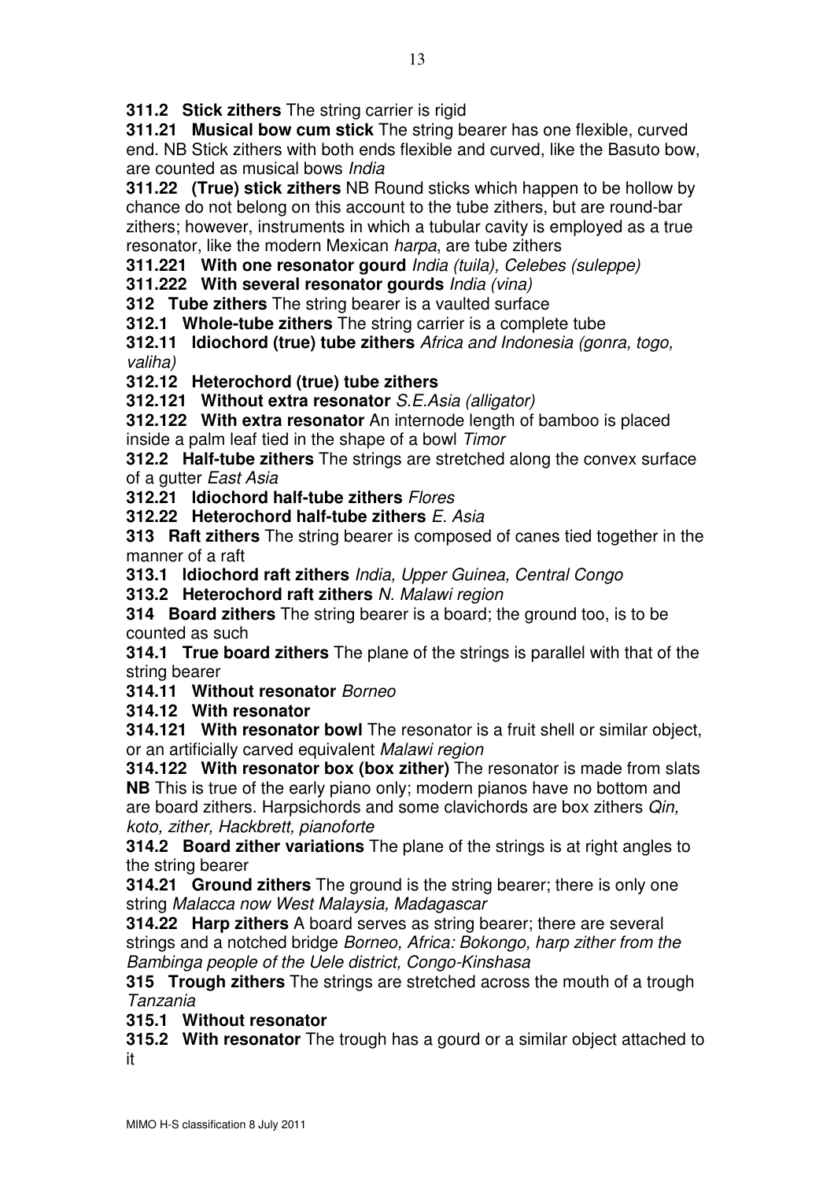**311.2 Stick zithers** The string carrier is rigid

**311.21 Musical bow cum stick** The string bearer has one flexible, curved end. NB Stick zithers with both ends flexible and curved, like the Basuto bow, are counted as musical bows *India*

**311.22 (True) stick zithers** NB Round sticks which happen to be hollow by chance do not belong on this account to the tube zithers, but are round-bar zithers; however, instruments in which a tubular cavity is employed as a true resonator, like the modern Mexican *harpa*, are tube zithers

**311.221 With one resonator gourd** *India (tuila), Celebes (suleppe)*

**311.222 With several resonator gourds** *India (vina)*

**312 Tube zithers** The string bearer is a vaulted surface

**312.1 Whole-tube zithers** The string carrier is a complete tube

**312.11 Idiochord (true) tube zithers** *Africa and Indonesia (gonra, togo, valiha)*

**312.12 Heterochord (true) tube zithers**

**312.121 Without extra resonator** *S.E.Asia (alligator)*

**312.122 With extra resonator** An internode length of bamboo is placed inside a palm leaf tied in the shape of a bowl *Timor*

**312.2 Half-tube zithers** The strings are stretched along the convex surface of a gutter *East Asia*

**312.21 Idiochord half-tube zithers** *Flores*

**312.22 Heterochord half-tube zithers** *E. Asia*

**313 Raft zithers** The string bearer is composed of canes tied together in the manner of a raft

**313.1 Idiochord raft zithers** *India, Upper Guinea, Central Congo*

**313.2 Heterochord raft zithers** *N. Malawi region*

**314 Board zithers** The string bearer is a board; the ground too, is to be counted as such

**314.1 True board zithers** The plane of the strings is parallel with that of the string bearer

**314.11 Without resonator** *Borneo*

**314.12 With resonator**

**314.121 With resonator bowl** The resonator is a fruit shell or similar object, or an artificially carved equivalent *Malawi region*

**314.122 With resonator box (box zither)** The resonator is made from slats **NB** This is true of the early piano only; modern pianos have no bottom and are board zithers. Harpsichords and some clavichords are box zithers *Qin, koto, zither, Hackbrett, pianoforte*

**314.2 Board zither variations** The plane of the strings is at right angles to the string bearer

**314.21 Ground zithers** The ground is the string bearer; there is only one string *Malacca now West Malaysia, Madagascar*

**314.22 Harp zithers** A board serves as string bearer; there are several strings and a notched bridge *Borneo, Africa: Bokongo, harp zither from the Bambinga people of the Uele district, Congo-Kinshasa*

**315 Trough zithers** The strings are stretched across the mouth of a trough *Tanzania*

**315.1 Without resonator**

**315.2 With resonator** The trough has a gourd or a similar object attached to it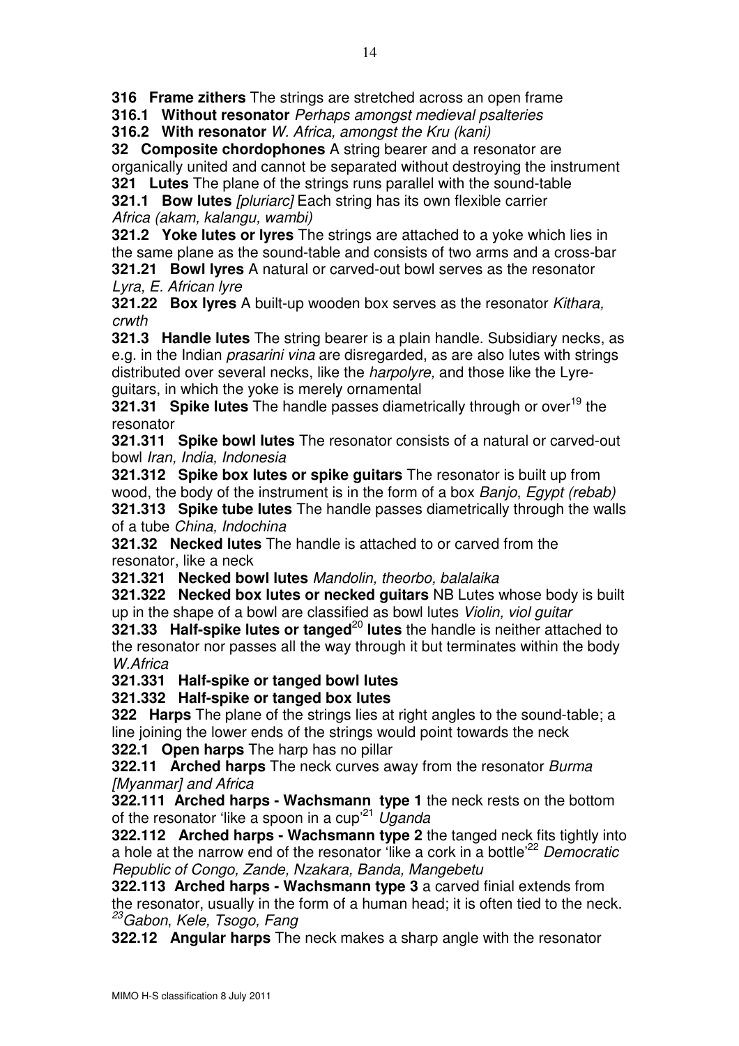**316 Frame zithers** The strings are stretched across an open frame

**316.1 Without resonator** *Perhaps amongst medieval psalteries*

**316.2 With resonator** *W. Africa, amongst the Kru (kani)*

**32 Composite chordophones** A string bearer and a resonator are organically united and cannot be separated without destroying the instrument

**321 Lutes** The plane of the strings runs parallel with the sound-table

**321.1 Bow lutes** *[pluriarc]* Each string has its own flexible carrier *Africa (akam, kalangu, wambi)*

**321.2 Yoke lutes or lyres** The strings are attached to a yoke which lies in the same plane as the sound-table and consists of two arms and a cross-bar

**321.21 Bowl lyres** A natural or carved-out bowl serves as the resonator *Lyra, E. African lyre*

**321.22 Box lyres** A built-up wooden box serves as the resonator *Kithara, crwth*

**321.3 Handle lutes** The string bearer is a plain handle. Subsidiary necks, as e.g. in the Indian *prasarini vina* are disregarded, as are also lutes with strings distributed over several necks, like the *harpolyre,* and those like the Lyre-guitars, in which the yoke is merely ornamental

**321.31 Spike lutes** The handle passes diametrically through or over[19] the resonator

**321.311 Spike bowl lutes** The resonator consists of a natural or carved-out bowl *Iran, India, Indonesia*

**321.312 Spike box lutes or spike guitars** The resonator is built up from wood, the body of the instrument is in the form of a box *Banjo*, *Egypt (rebab)*

**321.313 Spike tube lutes** The handle passes diametrically through the walls of a tube *China, Indochina*

**321.32 Necked lutes** The handle is attached to or carved from the resonator, like a neck

**321.321 Necked bowl lutes** *Mandolin, theorbo, balalaika*

**321.322 Necked box lutes or necked guitars** NB Lutes whose body is built up in the shape of a bowl are classified as bowl lutes *Violin, viol guitar*

**321.33 Half-spike lutes or tanged**[20] **lutes** the handle is neither attached to the resonator nor passes all the way through it but terminates within the body *W.Africa*

**321.331 Half-spike or tanged bowl lutes**

**321.332 Half-spike or tanged box lutes**

**322 Harps** The plane of the strings lies at right angles to the sound-table; a line joining the lower ends of the strings would point towards the neck

**322.1 Open harps** The harp has no pillar

**322.11 Arched harps** The neck curves away from the resonator *Burma [Myanmar] and Africa*

**322.111 Arched harps - Wachsmann type 1** the neck rests on the bottom of the resonator 'like a spoon in a cup'[21] *Uganda*

**322.112 Arched harps - Wachsmann type 2** the tanged neck fits tightly into a hole at the narrow end of the resonator 'like a cork in a bottle'[22] *Democratic Republic of Congo, Zande, Nzakara, Banda, Mangebetu*

**322.113 Arched harps - Wachsmann type 3** a carved finial extends from the resonator, usually in the form of a human head; it is often tied to the neck. [23]*Gabon*, *Kele, Tsogo, Fang*

**322.12 Angular harps** The neck makes a sharp angle with the resonator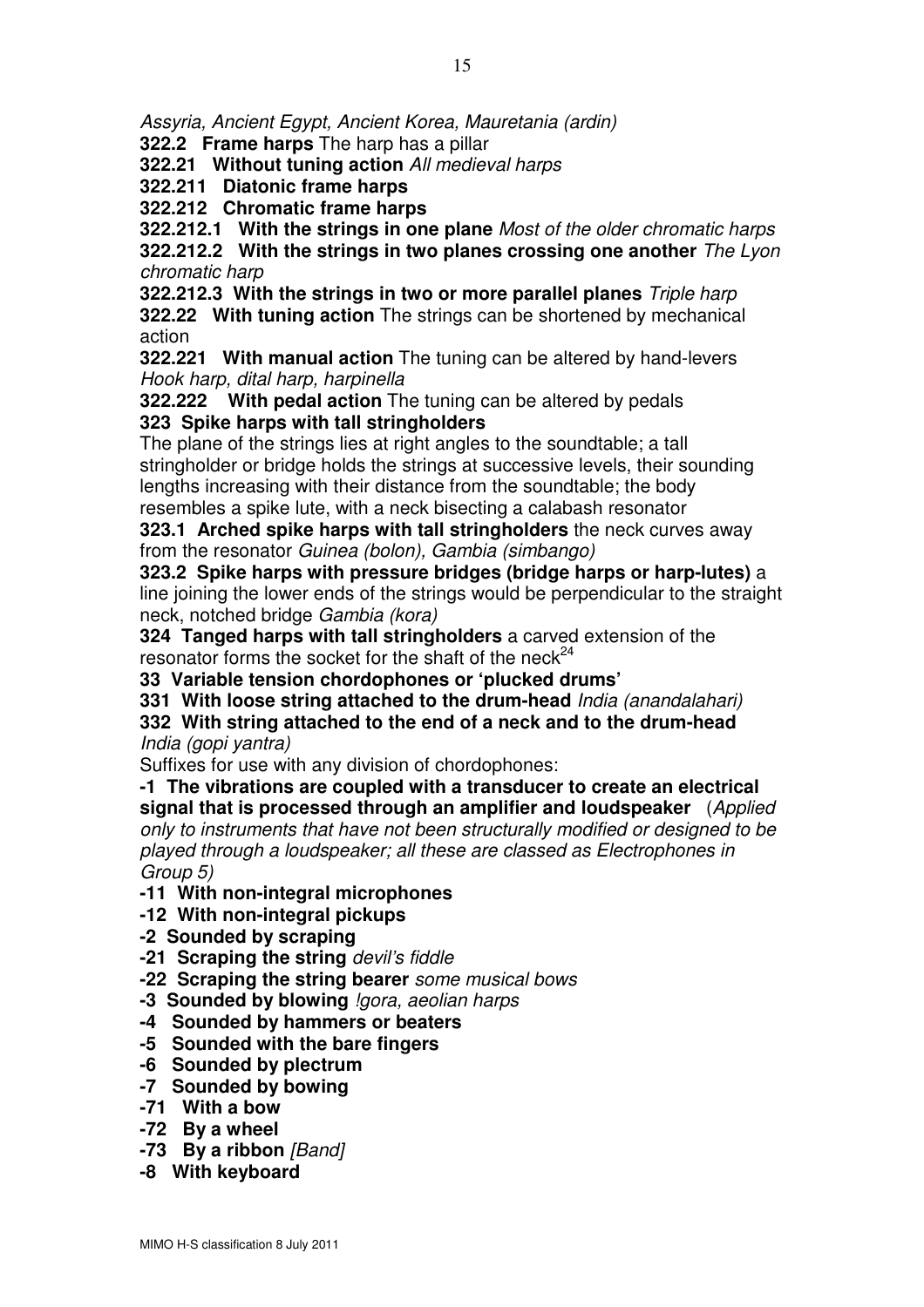*Assyria, Ancient Egypt, Ancient Korea, Mauretania (ardin)*

**322.2 Frame harps** The harp has a pillar

**322.21 Without tuning action** *All medieval harps*

**322.211 Diatonic frame harps**

**322.212 Chromatic frame harps**

**322.212.1 With the strings in one plane** *Most of the older chromatic harps*

**322.212.2 With the strings in two planes crossing one another** *The Lyon chromatic harp*

**322.212.3 With the strings in two or more parallel planes** *Triple harp*

**322.22 With tuning action** The strings can be shortened by mechanical action

**322.221 With manual action** The tuning can be altered by hand-levers *Hook harp, dital harp, harpinella*

**322.222 With pedal action** The tuning can be altered by pedals

**323 Spike harps with tall stringholders**

The plane of the strings lies at right angles to the soundtable; a tall stringholder or bridge holds the strings at successive levels, their sounding lengths increasing with their distance from the soundtable; the body resembles a spike lute, with a neck bisecting a calabash resonator

**323.1 Arched spike harps with tall stringholders** the neck curves away from the resonator *Guinea (bolon), Gambia (simbango)*

**323.2 Spike harps with pressure bridges (bridge harps or harp-lutes)** a line joining the lower ends of the strings would be perpendicular to the straight neck, notched bridge *Gambia (kora)*

**324 Tanged harps with tall stringholders** a carved extension of the resonator forms the socket for the shaft of the neck[24]

**33 Variable tension chordophones or 'plucked drums'**

**331 With loose string attached to the drum-head** *India (anandalahari)*

**332 With string attached to the end of a neck and to the drum-head** *India (gopi yantra)*

Suffixes for use with any division of chordophones:

**-1 The vibrations are coupled with a transducer to create an electrical signal that is processed through an amplifier and loudspeaker** (*Applied only to instruments that have not been structurally modified or designed to be played through a loudspeaker; all these are classed as Electrophones in Group 5)*

**-11 With non-integral microphones**

**-12 With non-integral pickups**

**-2 Sounded by scraping**

**-21 Scraping the string** *devil's fiddle*

**-22 Scraping the string bearer** *some musical bows*

**-3 Sounded by blowing** *!gora, aeolian harps*

**-4 Sounded by hammers or beaters**

**-5 Sounded with the bare fingers**

**-6 Sounded by plectrum**

**-7 Sounded by bowing**

**-71 With a bow**

**-72 By a wheel**

**-73 By a ribbon** *[Band]*

**-8 With keyboard**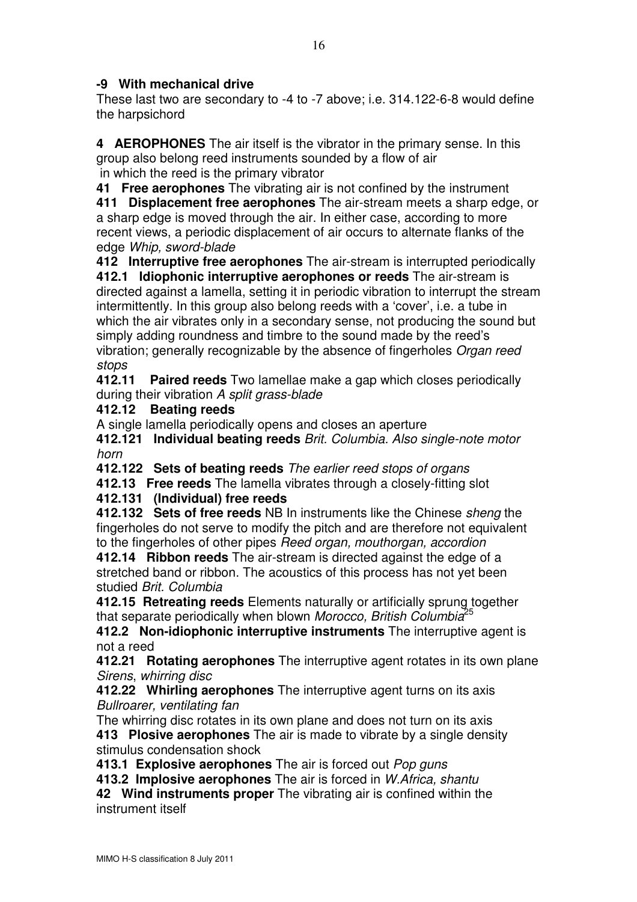**-9 With mechanical drive**
These last two are secondary to -4 to -7 above; i.e. 314.122-6-8 would define the harpsichord

**4 AEROPHONES** The air itself is the vibrator in the primary sense. In this group also belong reed instruments sounded by a flow of air in which the reed is the primary vibrator

**41 Free aerophones** The vibrating air is not confined by the instrument

**411 Displacement free aerophones** The air-stream meets a sharp edge, or a sharp edge is moved through the air. In either case, according to more recent views, a periodic displacement of air occurs to alternate flanks of the edge *Whip, sword-blade*

**412 Interruptive free aerophones** The air-stream is interrupted periodically

**412.1 Idiophonic interruptive aerophones or reeds** The air-stream is directed against a lamella, setting it in periodic vibration to interrupt the stream intermittently. In this group also belong reeds with a 'cover', i.e. a tube in which the air vibrates only in a secondary sense, not producing the sound but simply adding roundness and timbre to the sound made by the reed's vibration; generally recognizable by the absence of fingerholes *Organ reed stops*

**412.11 Paired reeds** Two lamellae make a gap which closes periodically during their vibration *A split grass-blade*

**412.12 Beating reeds**
A single lamella periodically opens and closes an aperture

**412.121 Individual beating reeds** *Brit. Columbia. Also single-note motor horn*

**412.122 Sets of beating reeds** *The earlier reed stops of organs*

**412.13 Free reeds** The lamella vibrates through a closely-fitting slot

**412.131 (Individual) free reeds**

**412.132 Sets of free reeds** NB In instruments like the Chinese *sheng* the fingerholes do not serve to modify the pitch and are therefore not equivalent to the fingerholes of other pipes *Reed organ, mouthorgan, accordion*

**412.14 Ribbon reeds** The air-stream is directed against the edge of a stretched band or ribbon. The acoustics of this process has not yet been studied *Brit. Columbia*

**412.15 Retreating reeds** Elements naturally or artificially sprung together that separate periodically when blown *Morocco, British Columbia*[25]

**412.2 Non-idiophonic interruptive instruments** The interruptive agent is not a reed

**412.21 Rotating aerophones** The interruptive agent rotates in its own plane *Sirens*, *whirring disc*

**412.22 Whirling aerophones** The interruptive agent turns on its axis *Bullroarer, ventilating fan*

The whirring disc rotates in its own plane and does not turn on its axis

**413 Plosive aerophones** The air is made to vibrate by a single density stimulus condensation shock

**413.1 Explosive aerophones** The air is forced out *Pop guns*

**413.2 Implosive aerophones** The air is forced in *W.Africa, shantu*

**42 Wind instruments proper** The vibrating air is confined within the instrument itself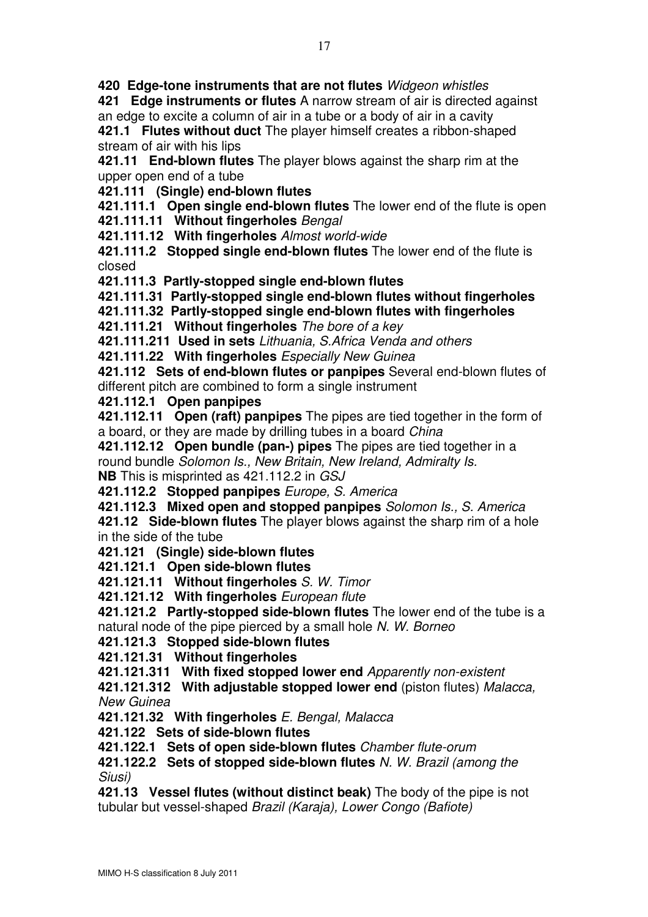**420 Edge-tone instruments that are not flutes** *Widgeon whistles*

**421 Edge instruments or flutes** A narrow stream of air is directed against an edge to excite a column of air in a tube or a body of air in a cavity

**421.1 Flutes without duct** The player himself creates a ribbon-shaped stream of air with his lips

**421.11 End-blown flutes** The player blows against the sharp rim at the upper open end of a tube

**421.111 (Single) end-blown flutes**

**421.111.1 Open single end-blown flutes** The lower end of the flute is open

**421.111.11 Without fingerholes** *Bengal*

**421.111.12 With fingerholes** *Almost world-wide*

**421.111.2 Stopped single end-blown flutes** The lower end of the flute is closed

**421.111.3 Partly-stopped single end-blown flutes**

**421.111.31 Partly-stopped single end-blown flutes without fingerholes**

**421.111.32 Partly-stopped single end-blown flutes with fingerholes**

**421.111.21 Without fingerholes** *The bore of a key*

**421.111.211 Used in sets** *Lithuania, S.Africa Venda and others*

**421.111.22 With fingerholes** *Especially New Guinea*

**421.112 Sets of end-blown flutes or panpipes** Several end-blown flutes of different pitch are combined to form a single instrument

**421.112.1 Open panpipes**

**421.112.11 Open (raft) panpipes** The pipes are tied together in the form of a board, or they are made by drilling tubes in a board *China*

**421.112.12 Open bundle (pan-) pipes** The pipes are tied together in a round bundle *Solomon Is., New Britain, New Ireland, Admiralty Is.*

**NB** This is misprinted as 421.112.2 in *GSJ*

**421.112.2 Stopped panpipes** *Europe, S. America*

**421.112.3 Mixed open and stopped panpipes** *Solomon Is., S. America*

**421.12 Side-blown flutes** The player blows against the sharp rim of a hole in the side of the tube

**421.121 (Single) side-blown flutes**

**421.121.1 Open side-blown flutes**

**421.121.11 Without fingerholes** *S. W. Timor*

**421.121.12 With fingerholes** *European flute*

**421.121.2 Partly-stopped side-blown flutes** The lower end of the tube is a natural node of the pipe pierced by a small hole *N. W. Borneo*

**421.121.3 Stopped side-blown flutes**

**421.121.31 Without fingerholes**

**421.121.311 With fixed stopped lower end** *Apparently non-existent*

**421.121.312 With adjustable stopped lower end** (piston flutes) *Malacca, New Guinea*

**421.121.32 With fingerholes** *E. Bengal, Malacca*

**421.122 Sets of side-blown flutes**

**421.122.1 Sets of open side-blown flutes** *Chamber flute-orum*

**421.122.2 Sets of stopped side-blown flutes** *N. W. Brazil (among the Siusi)*

**421.13 Vessel flutes (without distinct beak)** The body of the pipe is not tubular but vessel-shaped *Brazil (Karaja), Lower Congo (Bafiote)*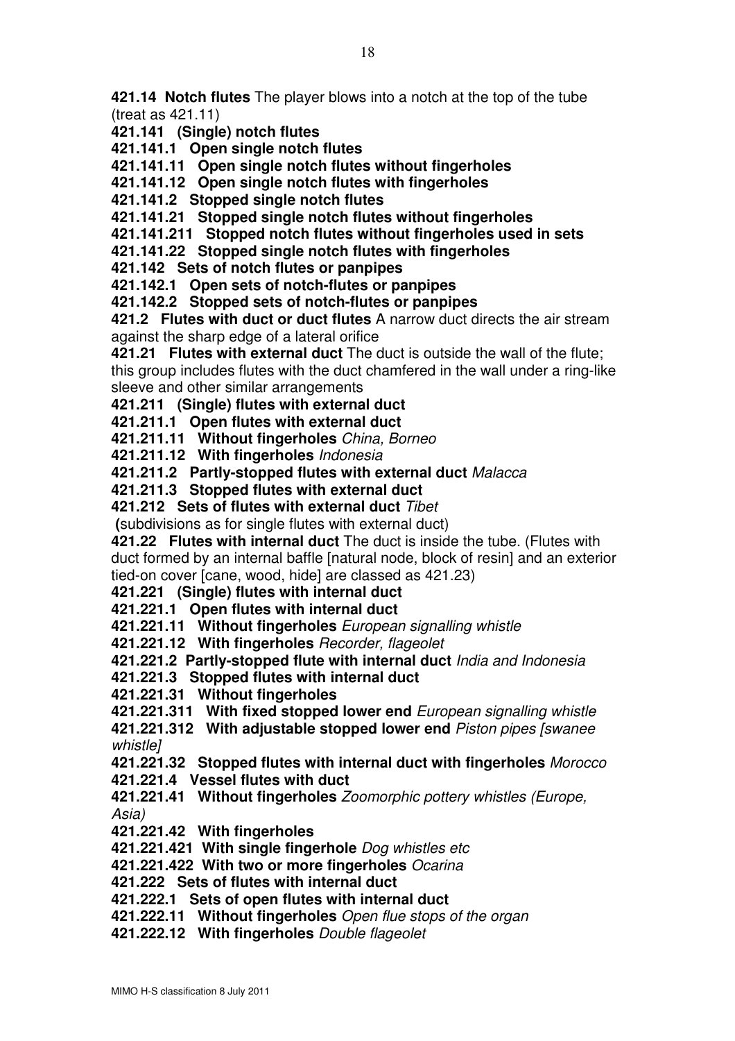**421.14 Notch flutes** The player blows into a notch at the top of the tube (treat as 421.11)

**421.141 (Single) notch flutes**

**421.141.1 Open single notch flutes**

**421.141.11 Open single notch flutes without fingerholes**

**421.141.12 Open single notch flutes with fingerholes**

**421.141.2 Stopped single notch flutes**

**421.141.21 Stopped single notch flutes without fingerholes**

**421.141.211 Stopped notch flutes without fingerholes used in sets**

**421.141.22 Stopped single notch flutes with fingerholes**

**421.142 Sets of notch flutes or panpipes**

**421.142.1 Open sets of notch-flutes or panpipes**

**421.142.2 Stopped sets of notch-flutes or panpipes**

**421.2 Flutes with duct or duct flutes** A narrow duct directs the air stream against the sharp edge of a lateral orifice

**421.21 Flutes with external duct** The duct is outside the wall of the flute; this group includes flutes with the duct chamfered in the wall under a ring-like sleeve and other similar arrangements

**421.211 (Single) flutes with external duct**

**421.211.1 Open flutes with external duct**

**421.211.11 Without fingerholes** *China, Borneo*

**421.211.12 With fingerholes** *Indonesia*

**421.211.2 Partly-stopped flutes with external duct** *Malacca*

**421.211.3 Stopped flutes with external duct**

**421.212 Sets of flutes with external duct** *Tibet*

**(**subdivisions as for single flutes with external duct)

**421.22 Flutes with internal duct** The duct is inside the tube. (Flutes with duct formed by an internal baffle [natural node, block of resin] and an exterior tied-on cover [cane, wood, hide] are classed as 421.23)

**421.221 (Single) flutes with internal duct**

**421.221.1 Open flutes with internal duct**

**421.221.11 Without fingerholes** *European signalling whistle*

**421.221.12 With fingerholes** *Recorder, flageolet*

**421.221.2 Partly-stopped flute with internal duct** *India and Indonesia*

**421.221.3 Stopped flutes with internal duct**

**421.221.31 Without fingerholes**

**421.221.311 With fixed stopped lower end** *European signalling whistle*

**421.221.312 With adjustable stopped lower end** *Piston pipes [swanee whistle]*

**421.221.32 Stopped flutes with internal duct with fingerholes** *Morocco*

**421.221.4 Vessel flutes with duct**

**421.221.41 Without fingerholes** *Zoomorphic pottery whistles (Europe, Asia)*

**421.221.42 With fingerholes**

**421.221.421 With single fingerhole** *Dog whistles etc*

**421.221.422 With two or more fingerholes** *Ocarina*

**421.222 Sets of flutes with internal duct**

**421.222.1 Sets of open flutes with internal duct**

**421.222.11 Without fingerholes** *Open flue stops of the organ*

**421.222.12 With fingerholes** *Double flageolet*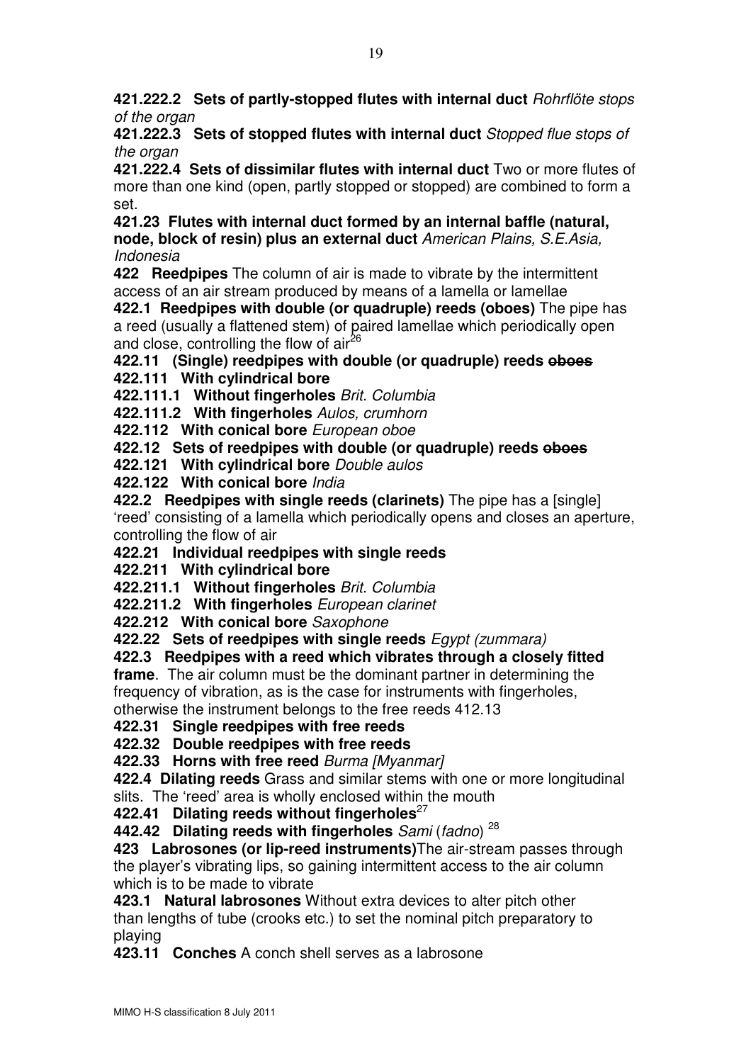**421.222.2 Sets of partly-stopped flutes with internal duct** *Rohrflöte stops of the organ*

**421.222.3 Sets of stopped flutes with internal duct** *Stopped flue stops of the organ*

**421.222.4 Sets of dissimilar flutes with internal duct** Two or more flutes of more than one kind (open, partly stopped or stopped) are combined to form a set.

**421.23 Flutes with internal duct formed by an internal baffle (natural, node, block of resin) plus an external duct** *American Plains, S.E.Asia, Indonesia*

**422 Reedpipes** The column of air is made to vibrate by the intermittent access of an air stream produced by means of a lamella or lamellae

**422.1 Reedpipes with double (or quadruple) reeds (oboes)** The pipe has a reed (usually a flattened stem) of paired lamellae which periodically open and close, controlling the flow of air[26]

**422.11 (Single) reedpipes with double (or quadruple) reeds ~~oboes~~**

**422.111 With cylindrical bore**

**422.111.1 Without fingerholes** *Brit. Columbia*

**422.111.2 With fingerholes** *Aulos, crumhorn*

**422.112 With conical bore** *European oboe*

**422.12 Sets of reedpipes with double (or quadruple) reeds ~~oboes~~**

**422.121 With cylindrical bore** *Double aulos*

**422.122 With conical bore** *India*

**422.2 Reedpipes with single reeds (clarinets)** The pipe has a [single] 'reed' consisting of a lamella which periodically opens and closes an aperture, controlling the flow of air

**422.21 Individual reedpipes with single reeds**

**422.211 With cylindrical bore**

**422.211.1 Without fingerholes** *Brit. Columbia*

**422.211.2 With fingerholes** *European clarinet*

**422.212 With conical bore** *Saxophone*

**422.22 Sets of reedpipes with single reeds** *Egypt (zummara)*

**422.3 Reedpipes with a reed which vibrates through a closely fitted frame**. The air column must be the dominant partner in determining the frequency of vibration, as is the case for instruments with fingerholes, otherwise the instrument belongs to the free reeds 412.13

**422.31 Single reedpipes with free reeds**

**422.32 Double reedpipes with free reeds**

**422.33 Horns with free reed** *Burma [Myanmar]*

**422.4 Dilating reeds** Grass and similar stems with one or more longitudinal slits. The 'reed' area is wholly enclosed within the mouth

**422.41 Dilating reeds without fingerholes**[27]

**442.42 Dilating reeds with fingerholes** *Sami* (*fadno*) [28]

**423 Labrosones (or lip-reed instruments)** The air-stream passes through the player's vibrating lips, so gaining intermittent access to the air column which is to be made to vibrate

**423.1 Natural labrosones** Without extra devices to alter pitch other than lengths of tube (crooks etc.) to set the nominal pitch preparatory to playing

**423.11 Conches** A conch shell serves as a labrosone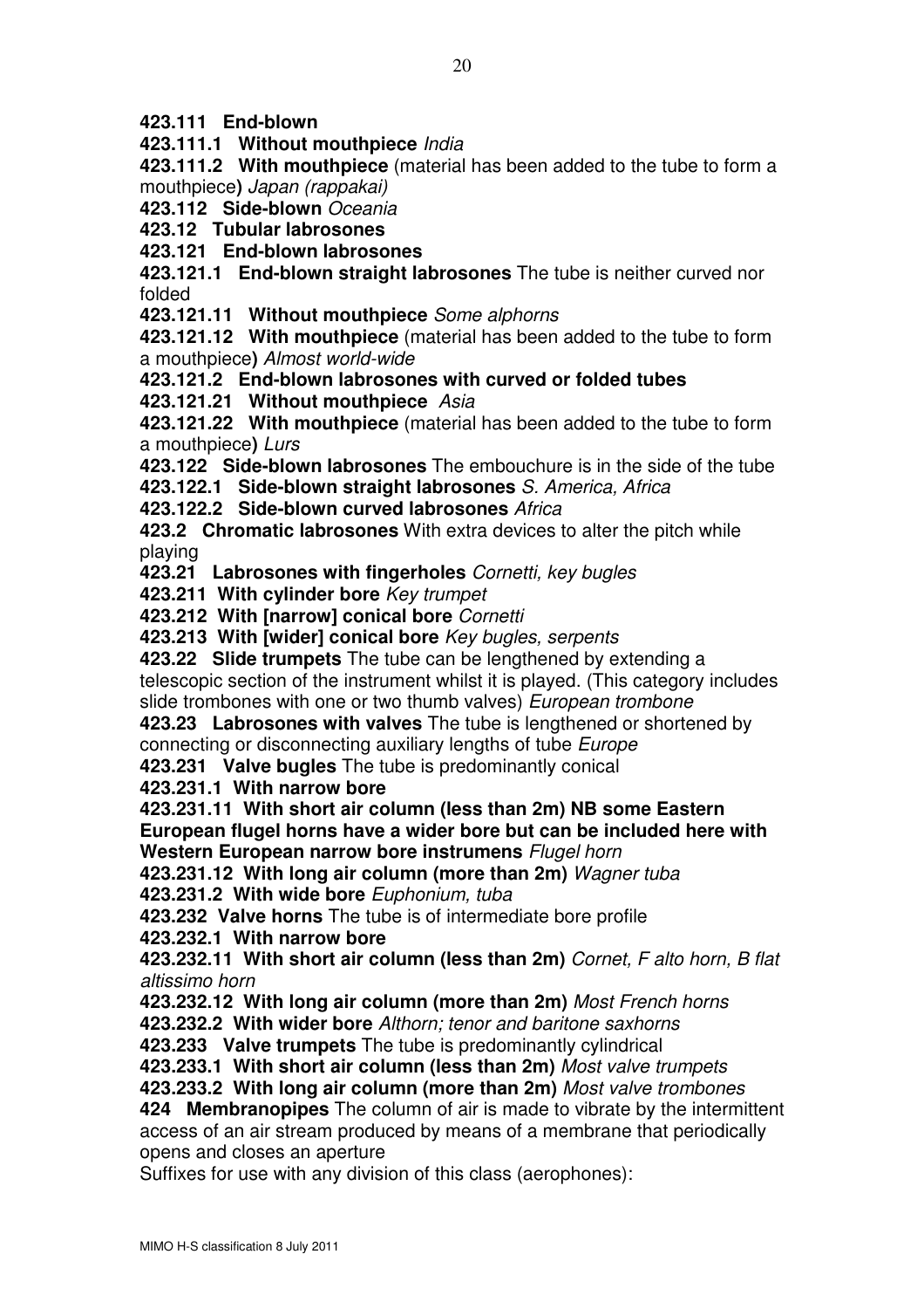**423.111 End-blown**

**423.111.1 Without mouthpiece** *India*

**423.111.2 With mouthpiece** (material has been added to the tube to form a mouthpiece**)** *Japan (rappakai)*

**423.112 Side-blown** *Oceania*

**423.12 Tubular labrosones**

**423.121 End-blown labrosones**

**423.121.1 End-blown straight labrosones** The tube is neither curved nor folded

**423.121.11 Without mouthpiece** *Some alphorns*

**423.121.12 With mouthpiece** (material has been added to the tube to form a mouthpiece**)** *Almost world-wide*

**423.121.2 End-blown labrosones with curved or folded tubes**

**423.121.21 Without mouthpiece** *Asia*

**423.121.22 With mouthpiece** (material has been added to the tube to form a mouthpiece**)** *Lurs*

**423.122 Side-blown labrosones** The embouchure is in the side of the tube

**423.122.1 Side-blown straight labrosones** *S. America, Africa*

**423.122.2 Side-blown curved labrosones** *Africa*

**423.2 Chromatic labrosones** With extra devices to alter the pitch while playing

**423.21 Labrosones with fingerholes** *Cornetti, key bugles*

**423.211 With cylinder bore** *Key trumpet*

**423.212 With [narrow] conical bore** *Cornetti*

**423.213 With [wider] conical bore** *Key bugles, serpents*

**423.22 Slide trumpets** The tube can be lengthened by extending a telescopic section of the instrument whilst it is played. (This category includes slide trombones with one or two thumb valves) *European trombone*

**423.23 Labrosones with valves** The tube is lengthened or shortened by connecting or disconnecting auxiliary lengths of tube *Europe*

**423.231 Valve bugles** The tube is predominantly conical

**423.231.1 With narrow bore**

**423.231.11 With short air column (less than 2m) NB some Eastern European flugel horns have a wider bore but can be included here with Western European narrow bore instrumens** *Flugel horn*

**423.231.12 With long air column (more than 2m)** *Wagner tuba*

**423.231.2 With wide bore** *Euphonium, tuba*

**423.232 Valve horns** The tube is of intermediate bore profile

**423.232.1 With narrow bore**

**423.232.11 With short air column (less than 2m)** *Cornet, F alto horn, B flat altissimo horn*

**423.232.12 With long air column (more than 2m)** *Most French horns*

**423.232.2 With wider bore** *Althorn; tenor and baritone saxhorns*

**423.233 Valve trumpets** The tube is predominantly cylindrical

**423.233.1 With short air column (less than 2m)** *Most valve trumpets*

**423.233.2 With long air column (more than 2m)** *Most valve trombones*

**424 Membranopipes** The column of air is made to vibrate by the intermittent access of an air stream produced by means of a membrane that periodically opens and closes an aperture

Suffixes for use with any division of this class (aerophones):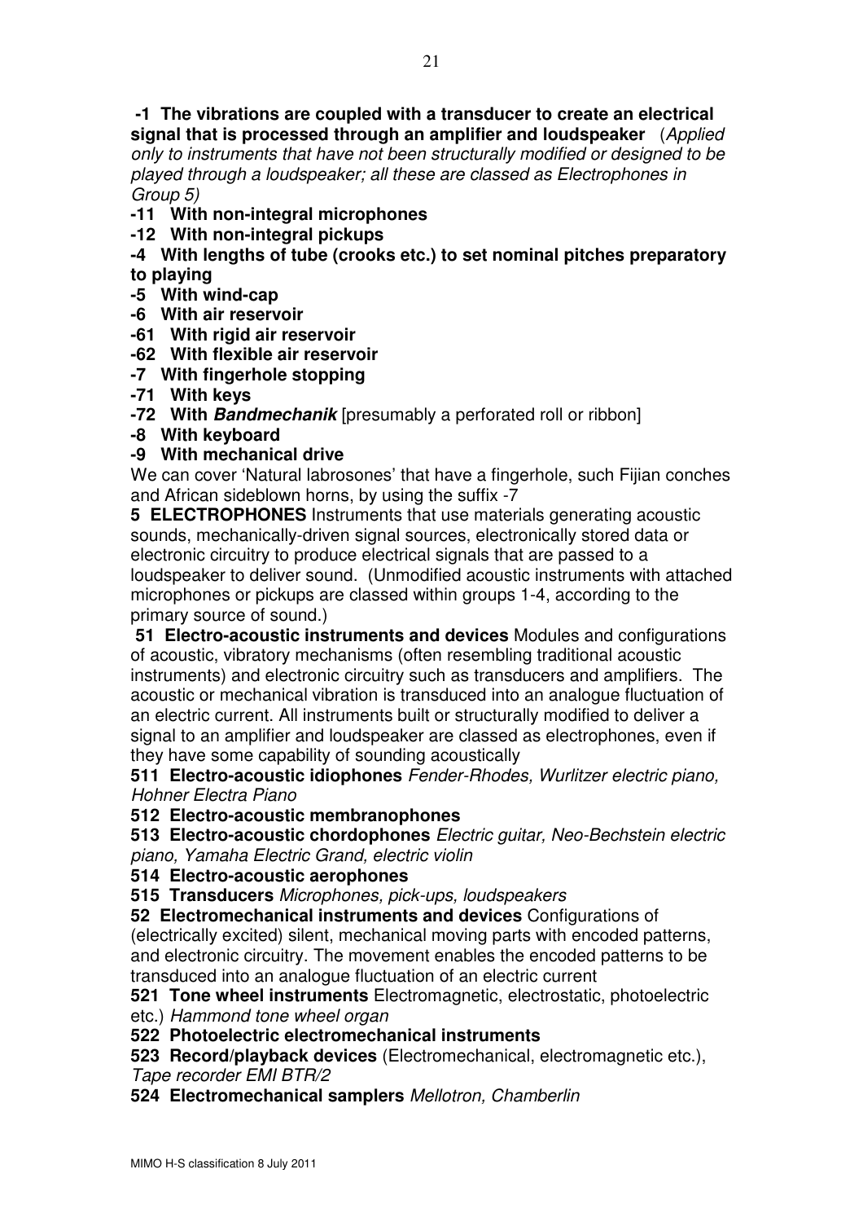**-1 The vibrations are coupled with a transducer to create an electrical signal that is processed through an amplifier and loudspeaker** (*Applied only to instruments that have not been structurally modified or designed to be played through a loudspeaker; all these are classed as Electrophones in Group 5)*

**-11 With non-integral microphones**

**-12 With non-integral pickups**

**-4 With lengths of tube (crooks etc.) to set nominal pitches preparatory to playing**

**-5 With wind-cap**

**-6 With air reservoir**

**-61 With rigid air reservoir**

**-62 With flexible air reservoir**

**-7 With fingerhole stopping**

**-71 With keys**

**-72 With *Bandmechanik*** [presumably a perforated roll or ribbon]

**-8 With keyboard**

**-9 With mechanical drive**

We can cover 'Natural labrosones' that have a fingerhole, such Fijian conches and African sideblown horns, by using the suffix -7

**5 ELECTROPHONES** Instruments that use materials generating acoustic sounds, mechanically-driven signal sources, electronically stored data or electronic circuitry to produce electrical signals that are passed to a loudspeaker to deliver sound. (Unmodified acoustic instruments with attached microphones or pickups are classed within groups 1-4, according to the primary source of sound.)

**51 Electro-acoustic instruments and devices** Modules and configurations of acoustic, vibratory mechanisms (often resembling traditional acoustic instruments) and electronic circuitry such as transducers and amplifiers. The acoustic or mechanical vibration is transduced into an analogue fluctuation of an electric current. All instruments built or structurally modified to deliver a signal to an amplifier and loudspeaker are classed as electrophones, even if they have some capability of sounding acoustically

**511 Electro-acoustic idiophones** *Fender-Rhodes, Wurlitzer electric piano, Hohner Electra Piano*

**512 Electro-acoustic membranophones**

**513 Electro-acoustic chordophones** *Electric guitar, Neo-Bechstein electric piano, Yamaha Electric Grand, electric violin*

**514 Electro-acoustic aerophones**

**515 Transducers** *Microphones, pick-ups, loudspeakers*

**52 Electromechanical instruments and devices** Configurations of (electrically excited) silent, mechanical moving parts with encoded patterns, and electronic circuitry. The movement enables the encoded patterns to be transduced into an analogue fluctuation of an electric current

**521 Tone wheel instruments** Electromagnetic, electrostatic, photoelectric etc.) *Hammond tone wheel organ*

**522 Photoelectric electromechanical instruments**

**523 Record/playback devices** (Electromechanical, electromagnetic etc.), *Tape recorder EMI BTR/2*

**524 Electromechanical samplers** *Mellotron, Chamberlin*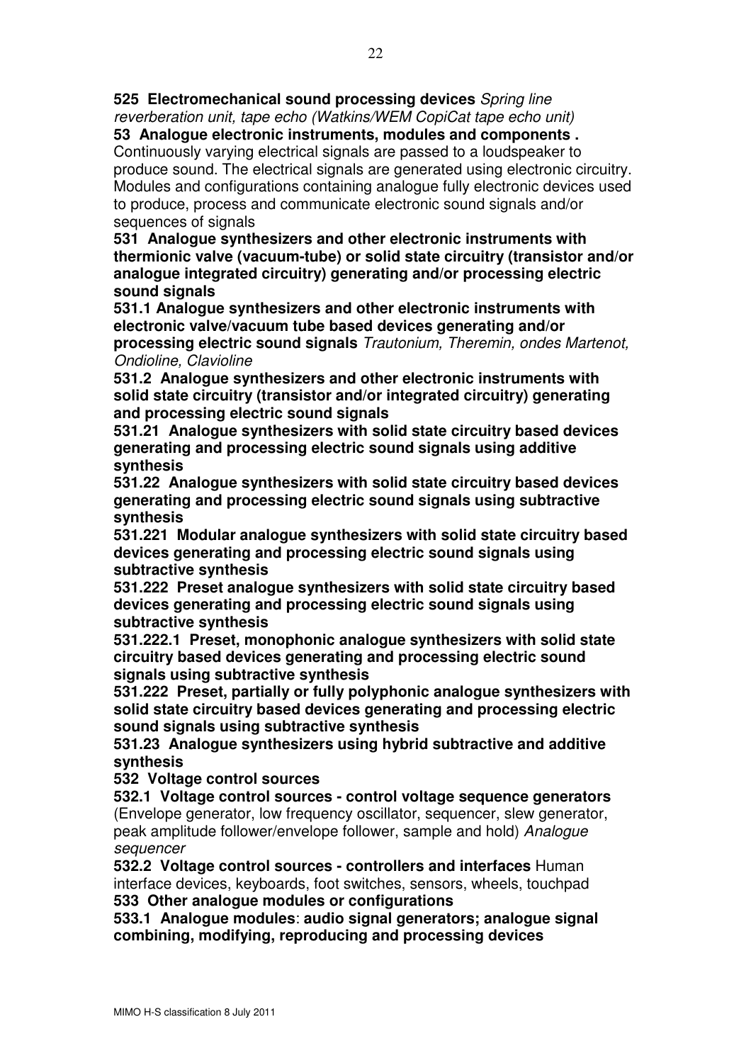**525 Electromechanical sound processing devices** *Spring line reverberation unit, tape echo (Watkins/WEM CopiCat tape echo unit)*

**53 Analogue electronic instruments, modules and components .**
Continuously varying electrical signals are passed to a loudspeaker to produce sound. The electrical signals are generated using electronic circuitry. Modules and configurations containing analogue fully electronic devices used to produce, process and communicate electronic sound signals and/or sequences of signals

**531 Analogue synthesizers and other electronic instruments with thermionic valve (vacuum-tube) or solid state circuitry (transistor and/or analogue integrated circuitry) generating and/or processing electric sound signals**

**531.1 Analogue synthesizers and other electronic instruments with electronic valve/vacuum tube based devices generating and/or processing electric sound signals** *Trautonium, Theremin, ondes Martenot, Ondioline, Clavioline*

**531.2 Analogue synthesizers and other electronic instruments with solid state circuitry (transistor and/or integrated circuitry) generating and processing electric sound signals**

**531.21 Analogue synthesizers with solid state circuitry based devices generating and processing electric sound signals using additive synthesis**

**531.22 Analogue synthesizers with solid state circuitry based devices generating and processing electric sound signals using subtractive synthesis**

**531.221 Modular analogue synthesizers with solid state circuitry based devices generating and processing electric sound signals using subtractive synthesis**

**531.222 Preset analogue synthesizers with solid state circuitry based devices generating and processing electric sound signals using subtractive synthesis**

**531.222.1 Preset, monophonic analogue synthesizers with solid state circuitry based devices generating and processing electric sound signals using subtractive synthesis**

**531.222 Preset, partially or fully polyphonic analogue synthesizers with solid state circuitry based devices generating and processing electric sound signals using subtractive synthesis**

**531.23 Analogue synthesizers using hybrid subtractive and additive synthesis**

**532 Voltage control sources**

**532.1 Voltage control sources - control voltage sequence generators** (Envelope generator, low frequency oscillator, sequencer, slew generator, peak amplitude follower/envelope follower, sample and hold) *Analogue sequencer*

**532.2 Voltage control sources - controllers and interfaces** Human interface devices, keyboards, foot switches, sensors, wheels, touchpad

**533 Other analogue modules or configurations**

**533.1 Analogue modules**: **audio signal generators; analogue signal combining, modifying, reproducing and processing devices**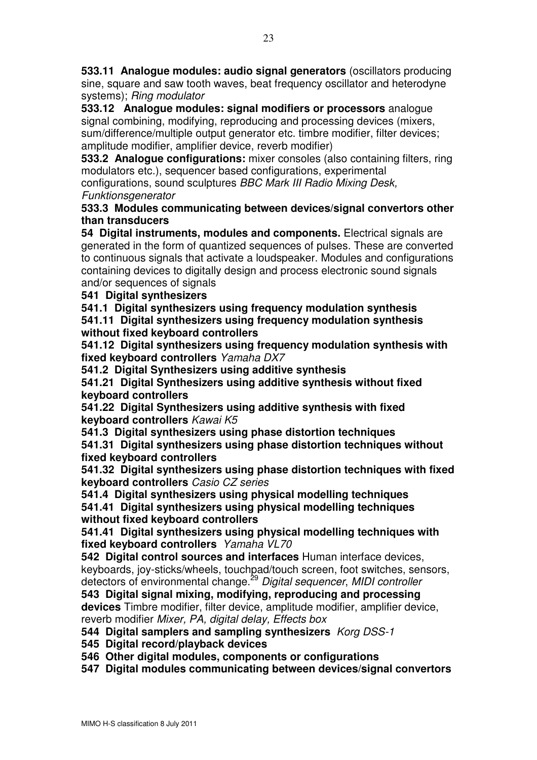**533.11 Analogue modules: audio signal generators** (oscillators producing sine, square and saw tooth waves, beat frequency oscillator and heterodyne systems); *Ring modulator*

**533.12 Analogue modules: signal modifiers or processors** analogue signal combining, modifying, reproducing and processing devices (mixers, sum/difference/multiple output generator etc. timbre modifier, filter devices; amplitude modifier, amplifier device, reverb modifier)

**533.2 Analogue configurations:** mixer consoles (also containing filters, ring modulators etc.), sequencer based configurations, experimental configurations, sound sculptures *BBC Mark III Radio Mixing Desk, Funktionsgenerator*

**533.3 Modules communicating between devices/signal convertors other than transducers**

**54 Digital instruments, modules and components.** Electrical signals are generated in the form of quantized sequences of pulses. These are converted to continuous signals that activate a loudspeaker. Modules and configurations containing devices to digitally design and process electronic sound signals and/or sequences of signals

**541 Digital synthesizers**

**541.1 Digital synthesizers using frequency modulation synthesis**

**541.11 Digital synthesizers using frequency modulation synthesis without fixed keyboard controllers**

**541.12 Digital synthesizers using frequency modulation synthesis with fixed keyboard controllers** *Yamaha DX7*

**541.2 Digital Synthesizers using additive synthesis**

**541.21 Digital Synthesizers using additive synthesis without fixed keyboard controllers**

**541.22 Digital Synthesizers using additive synthesis with fixed keyboard controllers** *Kawai K5*

**541.3 Digital synthesizers using phase distortion techniques**

**541.31 Digital synthesizers using phase distortion techniques without fixed keyboard controllers**

**541.32 Digital synthesizers using phase distortion techniques with fixed keyboard controllers** *Casio CZ series*

**541.4 Digital synthesizers using physical modelling techniques**

**541.41 Digital synthesizers using physical modelling techniques without fixed keyboard controllers**

**541.41 Digital synthesizers using physical modelling techniques with fixed keyboard controllers** *Yamaha VL70*

**542 Digital control sources and interfaces** Human interface devices, keyboards, joy-sticks/wheels, touchpad/touch screen, foot switches, sensors, detectors of environmental change.[29] *Digital sequencer*, *MIDI controller*

**543 Digital signal mixing, modifying, reproducing and processing devices** Timbre modifier, filter device, amplitude modifier, amplifier device, reverb modifier *Mixer, PA, digital delay, Effects box*

**544 Digital samplers and sampling synthesizers** *Korg DSS-1*

**545 Digital record/playback devices**

**546 Other digital modules, components or configurations**

**547 Digital modules communicating between devices/signal convertors**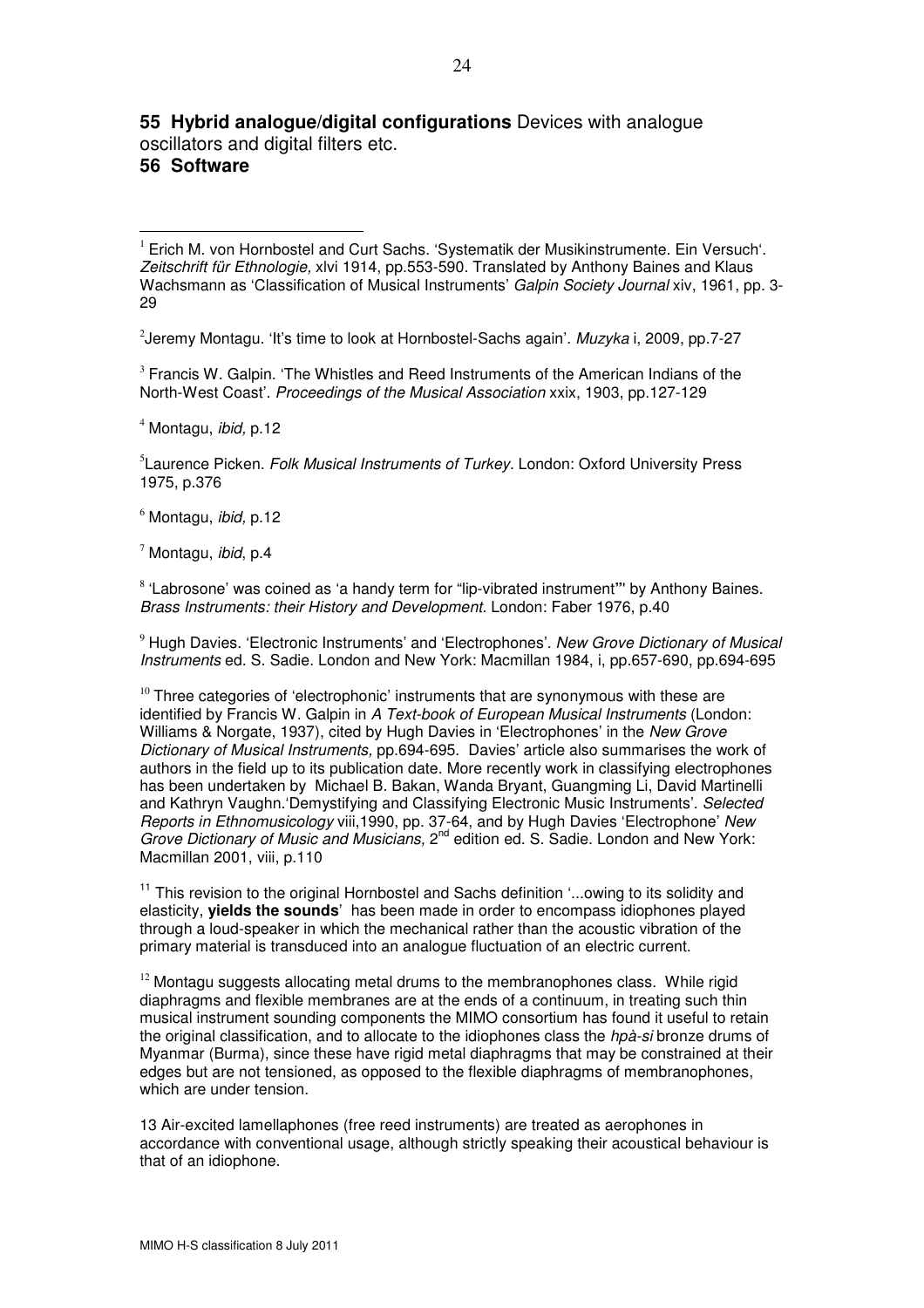**55 Hybrid analogue/digital configurations** Devices with analogue oscillators and digital filters etc.

**56 Software**

---

[1] Erich M. von Hornbostel and Curt Sachs. 'Systematik der Musikinstrumente. Ein Versuch'. *Zeitschrift für Ethnologie,* xlvi 1914, pp.553-590. Translated by Anthony Baines and Klaus Wachsmann as 'Classification of Musical Instruments' *Galpin Society Journal* xiv, 1961, pp. 3-29

[2] Jeremy Montagu. 'It's time to look at Hornbostel-Sachs again'. *Muzyka* i, 2009, pp.7-27

[3] Francis W. Galpin. 'The Whistles and Reed Instruments of the American Indians of the North-West Coast'. *Proceedings of the Musical Association* xxix, 1903, pp.127-129

[4] Montagu, *ibid,* p.12

[5] Laurence Picken. *Folk Musical Instruments of Turkey.* London: Oxford University Press 1975, p.376

[6] Montagu, *ibid,* p.12

[7] Montagu, *ibid*, p.4

[8] 'Labrosone' was coined as 'a handy term for "lip-vibrated instrument"' by Anthony Baines. *Brass Instruments: their History and Development.* London: Faber 1976, p.40

[9] Hugh Davies. 'Electronic Instruments' and 'Electrophones'. *New Grove Dictionary of Musical Instruments* ed. S. Sadie. London and New York: Macmillan 1984, i, pp.657-690, pp.694-695

[10] Three categories of 'electrophonic' instruments that are synonymous with these are identified by Francis W. Galpin in *A Text-book of European Musical Instruments* (London: Williams & Norgate, 1937), cited by Hugh Davies in 'Electrophones' in the *New Grove Dictionary of Musical Instruments,* pp.694-695. Davies' article also summarises the work of authors in the field up to its publication date. More recently work in classifying electrophones has been undertaken by Michael B. Bakan, Wanda Bryant, Guangming Li, David Martinelli and Kathryn Vaughn.'Demystifying and Classifying Electronic Music Instruments'. *Selected Reports in Ethnomusicology* viii,1990, pp. 37-64, and by Hugh Davies 'Electrophone' *New Grove Dictionary of Music and Musicians,* 2nd edition ed. S. Sadie. London and New York: Macmillan 2001, viii, p.110

[11] This revision to the original Hornbostel and Sachs definition '...owing to its solidity and elasticity, **yields the sounds**' has been made in order to encompass idiophones played through a loud-speaker in which the mechanical rather than the acoustic vibration of the primary material is transduced into an analogue fluctuation of an electric current.

[12] Montagu suggests allocating metal drums to the membranophones class. While rigid diaphragms and flexible membranes are at the ends of a continuum, in treating such thin musical instrument sounding components the MIMO consortium has found it useful to retain the original classification, and to allocate to the idiophones class the *hpà-si* bronze drums of Myanmar (Burma), since these have rigid metal diaphragms that may be constrained at their edges but are not tensioned, as opposed to the flexible diaphragms of membranophones, which are under tension.

13 Air-excited lamellaphones (free reed instruments) are treated as aerophones in accordance with conventional usage, although strictly speaking their acoustical behaviour is that of an idiophone.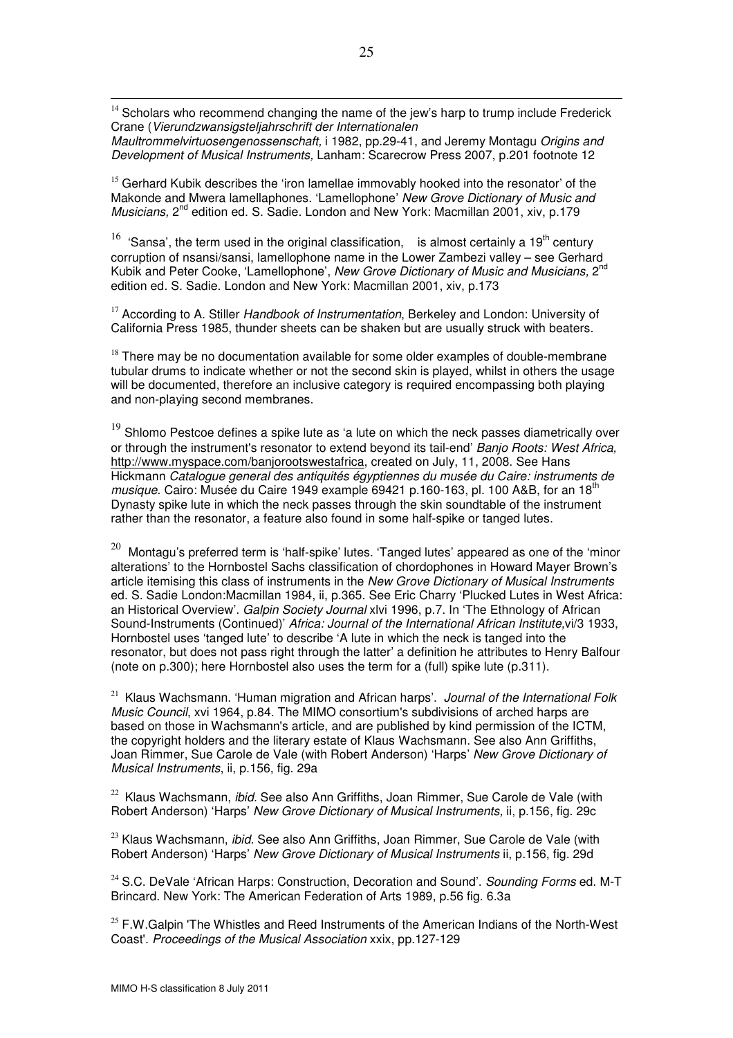[14] Scholars who recommend changing the name of the jew's harp to trump include Frederick Crane (*Vierundzwansigsteljahrschrift der Internationalen Maultrommelvirtuosengenossenschaft,* i 1982, pp.29-41, and Jeremy Montagu *Origins and Development of Musical Instruments,* Lanham: Scarecrow Press 2007, p.201 footnote 12

[15] Gerhard Kubik describes the 'iron lamellae immovably hooked into the resonator' of the Makonde and Mwera lamellaphones. 'Lamellophone' *New Grove Dictionary of Music and Musicians,* 2nd edition ed. S. Sadie. London and New York: Macmillan 2001, xiv, p.179

[16] 'Sansa', the term used in the original classification, is almost certainly a 19th century corruption of nsansi/sansi, lamellophone name in the Lower Zambezi valley – see Gerhard Kubik and Peter Cooke, 'Lamellophone', *New Grove Dictionary of Music and Musicians,* 2nd edition ed. S. Sadie. London and New York: Macmillan 2001, xiv, p.173

[17] According to A. Stiller *Handbook of Instrumentation*, Berkeley and London: University of California Press 1985, thunder sheets can be shaken but are usually struck with beaters.

[18] There may be no documentation available for some older examples of double-membrane tubular drums to indicate whether or not the second skin is played, whilst in others the usage will be documented, therefore an inclusive category is required encompassing both playing and non-playing second membranes.

[19] Shlomo Pestcoe defines a spike lute as 'a lute on which the neck passes diametrically over or through the instrument's resonator to extend beyond its tail-end' *Banjo Roots: West Africa,* http://www.myspace.com/banjorootswestafrica, created on July, 11, 2008. See Hans Hickmann *Catalogue general des antiquités égyptiennes du musée du Caire: instruments de musique.* Cairo: Musée du Caire 1949 example 69421 p.160-163, pl. 100 A&B, for an 18th Dynasty spike lute in which the neck passes through the skin soundtable of the instrument rather than the resonator, a feature also found in some half-spike or tanged lutes.

[20] Montagu's preferred term is 'half-spike' lutes. 'Tanged lutes' appeared as one of the 'minor alterations' to the Hornbostel Sachs classification of chordophones in Howard Mayer Brown's article itemising this class of instruments in the *New Grove Dictionary of Musical Instruments* ed. S. Sadie London:Macmillan 1984, ii, p.365. See Eric Charry 'Plucked Lutes in West Africa: an Historical Overview'. *Galpin Society Journal* xlvi 1996, p.7. In 'The Ethnology of African Sound-Instruments (Continued)' *Africa: Journal of the International African Institute,*vi/3 1933, Hornbostel uses 'tanged lute' to describe 'A lute in which the neck is tanged into the resonator, but does not pass right through the latter' a definition he attributes to Henry Balfour (note on p.300); here Hornbostel also uses the term for a (full) spike lute (p.311).

[21] Klaus Wachsmann. 'Human migration and African harps'. *Journal of the International Folk Music Council*, xvi 1964, p.84. The MIMO consortium's subdivisions of arched harps are based on those in Wachsmann's article, and are published by kind permission of the ICTM, the copyright holders and the literary estate of Klaus Wachsmann. See also Ann Griffiths, Joan Rimmer, Sue Carole de Vale (with Robert Anderson) 'Harps' *New Grove Dictionary of Musical Instruments*, ii, p.156, fig. 29a

[22] Klaus Wachsmann, *ibid*. See also Ann Griffiths, Joan Rimmer, Sue Carole de Vale (with Robert Anderson) 'Harps' *New Grove Dictionary of Musical Instruments,* ii, p.156, fig. 29c

[23] Klaus Wachsmann, *ibid.* See also Ann Griffiths, Joan Rimmer, Sue Carole de Vale (with Robert Anderson) 'Harps' *New Grove Dictionary of Musical Instruments* ii, p.156, fig. 29d

[24] S.C. DeVale 'African Harps: Construction, Decoration and Sound'. *Sounding Forms* ed. M-T Brincard. New York: The American Federation of Arts 1989, p.56 fig. 6.3a

[25] F.W.Galpin 'The Whistles and Reed Instruments of the American Indians of the North-West Coast'. *Proceedings of the Musical Association* xxix, pp.127-129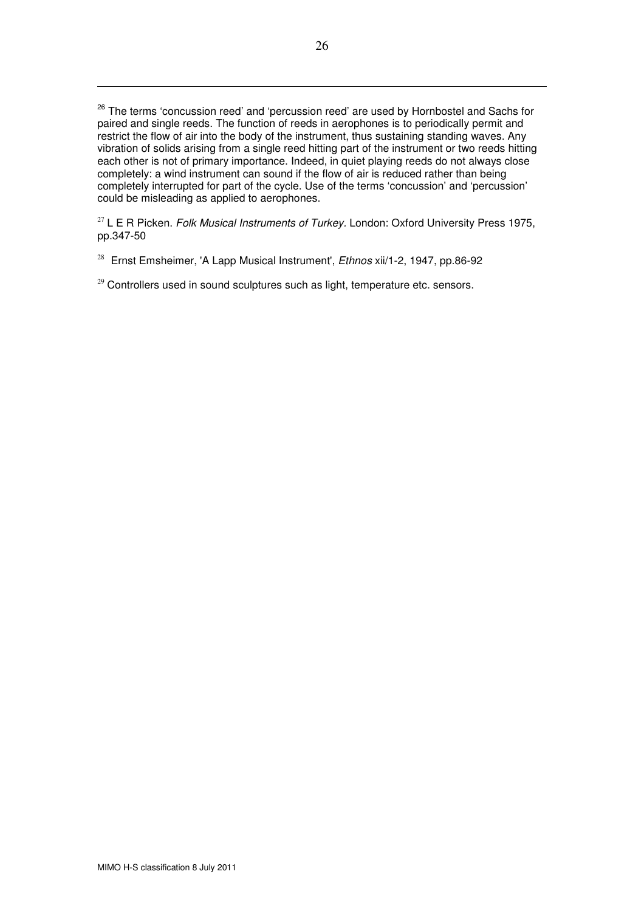[26] The terms 'concussion reed' and 'percussion reed' are used by Hornbostel and Sachs for paired and single reeds. The function of reeds in aerophones is to periodically permit and restrict the flow of air into the body of the instrument, thus sustaining standing waves. Any vibration of solids arising from a single reed hitting part of the instrument or two reeds hitting each other is not of primary importance. Indeed, in quiet playing reeds do not always close completely: a wind instrument can sound if the flow of air is reduced rather than being completely interrupted for part of the cycle. Use of the terms 'concussion' and 'percussion' could be misleading as applied to aerophones.

[27] L E R Picken. *Folk Musical Instruments of Turkey*. London: Oxford University Press 1975, pp.347-50

[28] Ernst Emsheimer, 'A Lapp Musical Instrument', *Ethnos* xii/1-2, 1947, pp.86-92

[29] Controllers used in sound sculptures such as light, temperature etc. sensors.